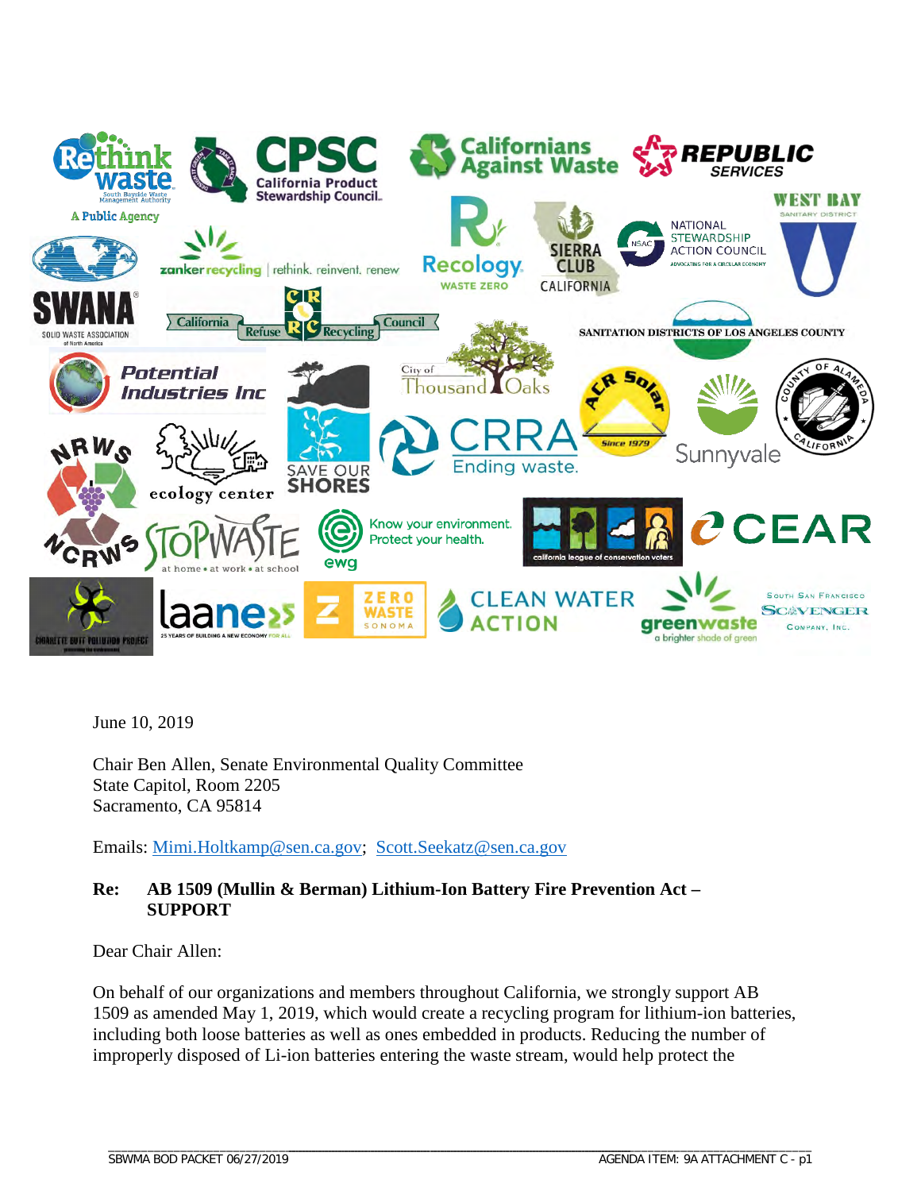June 10, 2019

Chair Ben Allen, Senate Environmental Quality Committee
State Capitol, Room 2205
Sacramento, CA 95814

Emails: Mimi.Holtkamp@sen.ca.gov; Scott.Seekatz@sen.ca.gov

**Re: AB 1509 (Mullin & Berman) Lithium-Ion Battery Fire Prevention Act – SUPPORT**

Dear Chair Allen:

On behalf of our organizations and members throughout California, we strongly support AB 1509 as amended May 1, 2019, which would create a recycling program for lithium-ion batteries, including both loose batteries as well as ones embedded in products. Reducing the number of improperly disposed of Li-ion batteries entering the waste stream, would help protect the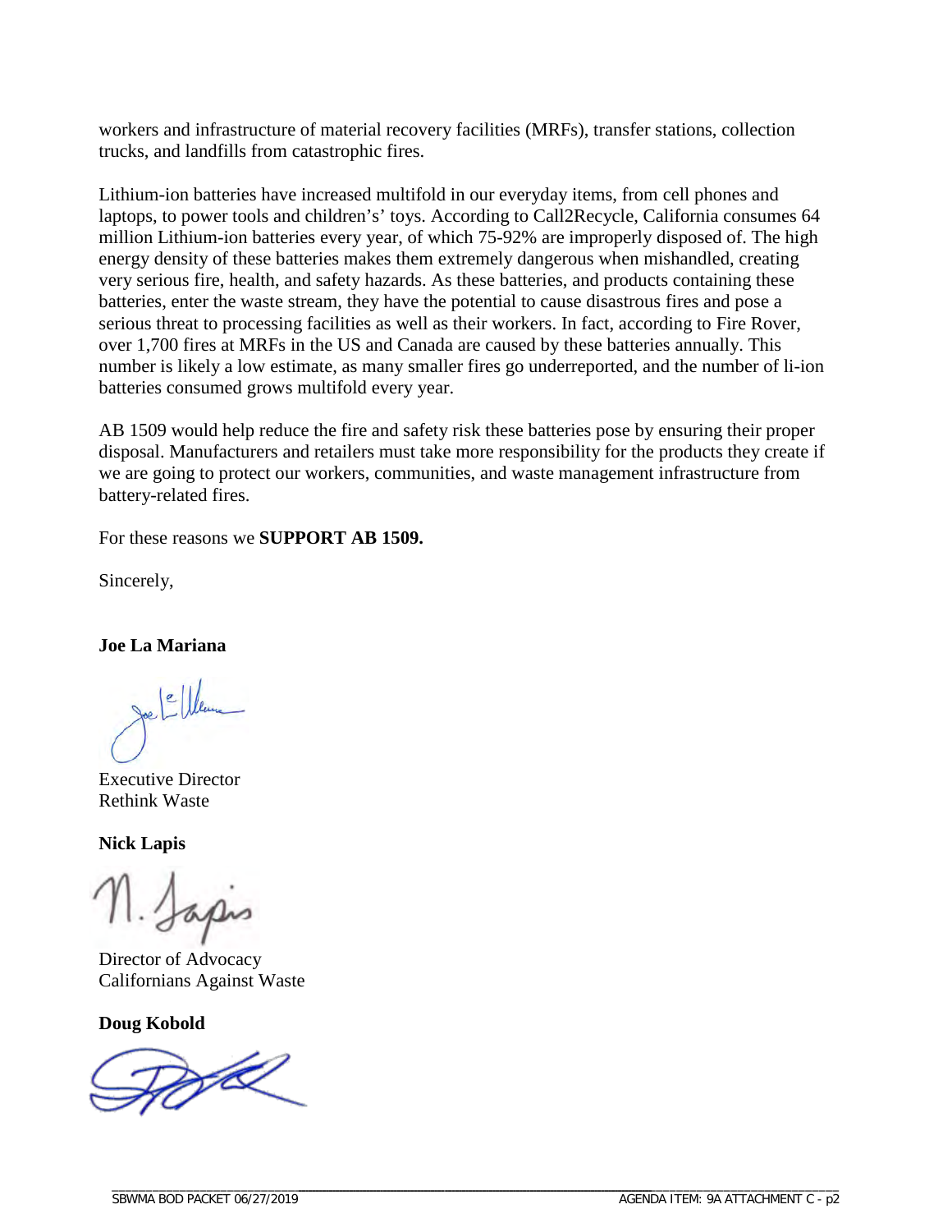workers and infrastructure of material recovery facilities (MRFs), transfer stations, collection trucks, and landfills from catastrophic fires.

Lithium-ion batteries have increased multifold in our everyday items, from cell phones and laptops, to power tools and children's' toys. According to Call2Recycle, California consumes 64 million Lithium-ion batteries every year, of which 75-92% are improperly disposed of. The high energy density of these batteries makes them extremely dangerous when mishandled, creating very serious fire, health, and safety hazards. As these batteries, and products containing these batteries, enter the waste stream, they have the potential to cause disastrous fires and pose a serious threat to processing facilities as well as their workers. In fact, according to Fire Rover, over 1,700 fires at MRFs in the US and Canada are caused by these batteries annually. This number is likely a low estimate, as many smaller fires go underreported, and the number of li-ion batteries consumed grows multifold every year.

AB 1509 would help reduce the fire and safety risk these batteries pose by ensuring their proper disposal. Manufacturers and retailers must take more responsibility for the products they create if we are going to protect our workers, communities, and waste management infrastructure from battery-related fires.

For these reasons we **SUPPORT AB 1509.**

Sincerely,

**Joe La Mariana**

Executive Director
Rethink Waste

**Nick Lapis**

Director of Advocacy
Californians Against Waste

**Doug Kobold**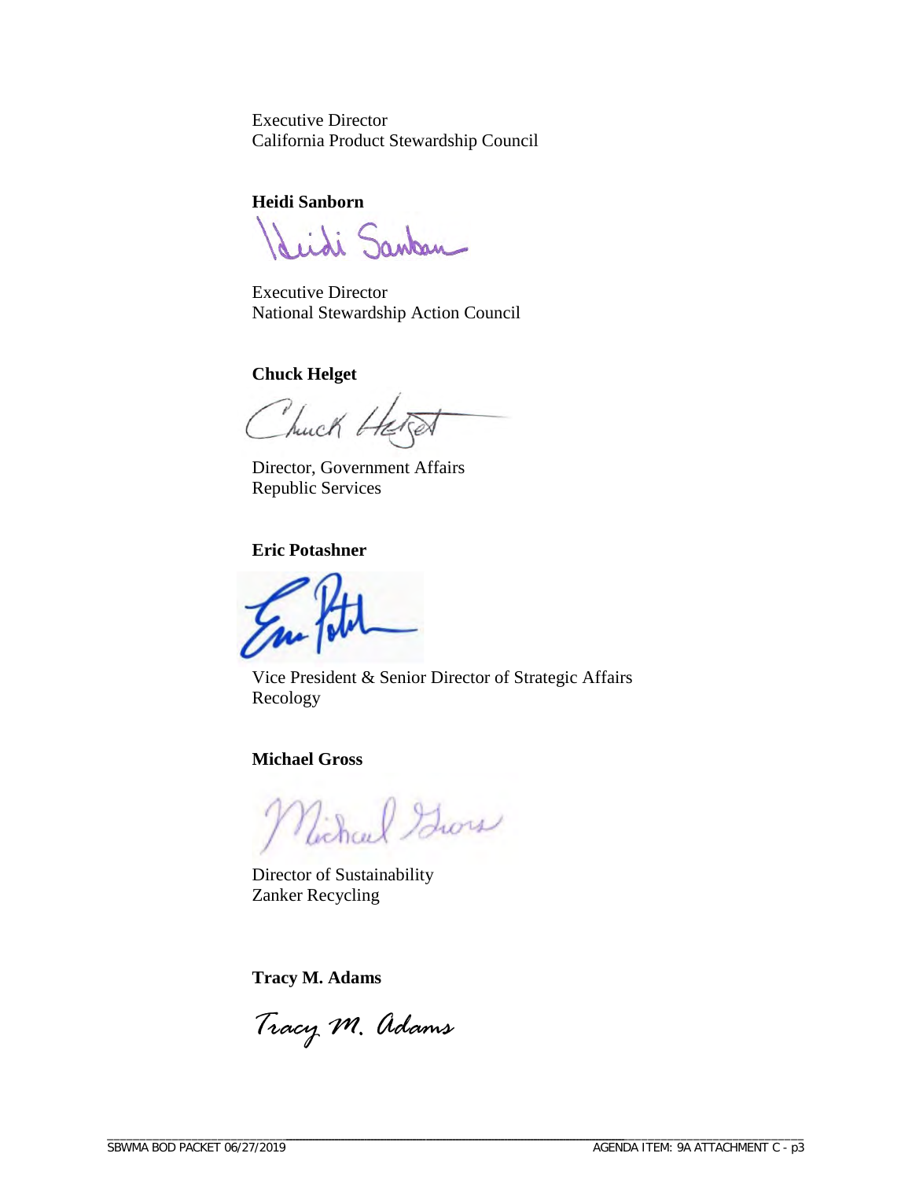Executive Director
California Product Stewardship Council

**Heidi Sanborn**

Executive Director
National Stewardship Action Council

**Chuck Helget**

Director, Government Affairs
Republic Services

**Eric Potashner**

Vice President & Senior Director of Strategic Affairs
Recology

**Michael Gross**

Director of Sustainability
Zanker Recycling

**Tracy M. Adams**

Tracy M. Adams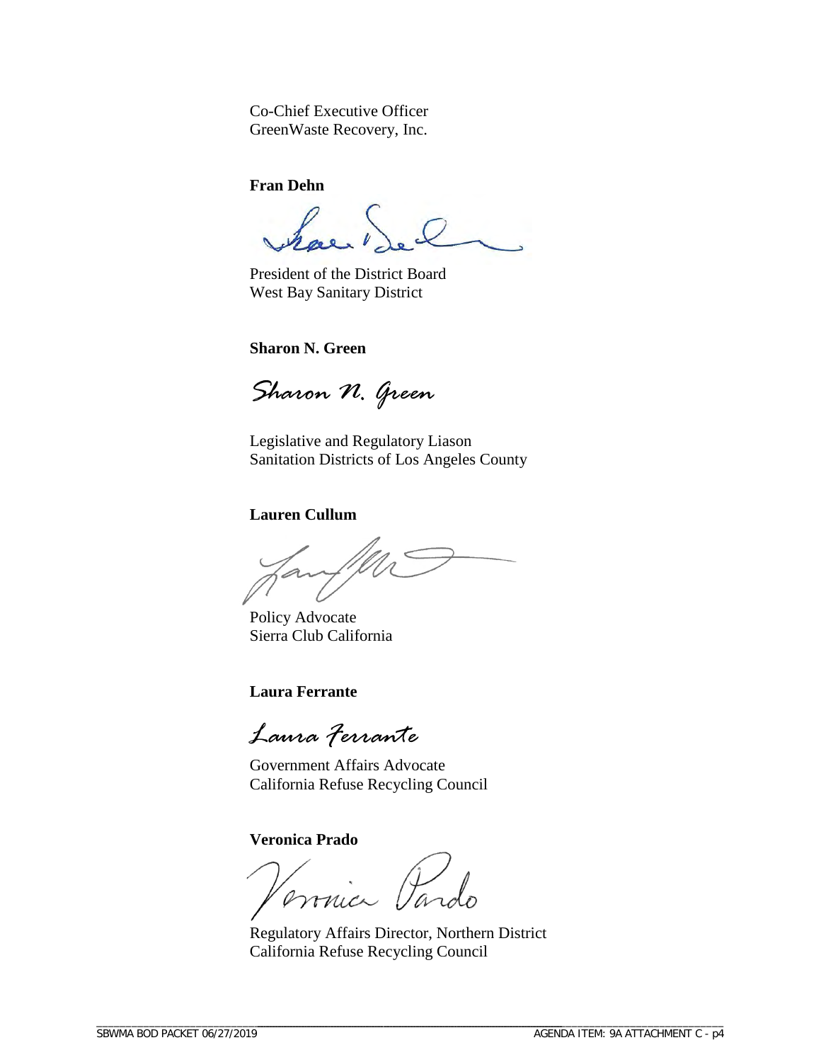Co-Chief Executive Officer
GreenWaste Recovery, Inc.

**Fran Dehn**

President of the District Board
West Bay Sanitary District

**Sharon N. Green**

*Sharon N. Green*

Legislative and Regulatory Liason
Sanitation Districts of Los Angeles County

**Lauren Cullum**

Policy Advocate
Sierra Club California

**Laura Ferrante**

*Laura Ferrante*

Government Affairs Advocate
California Refuse Recycling Council

**Veronica Prado**

Regulatory Affairs Director, Northern District
California Refuse Recycling Council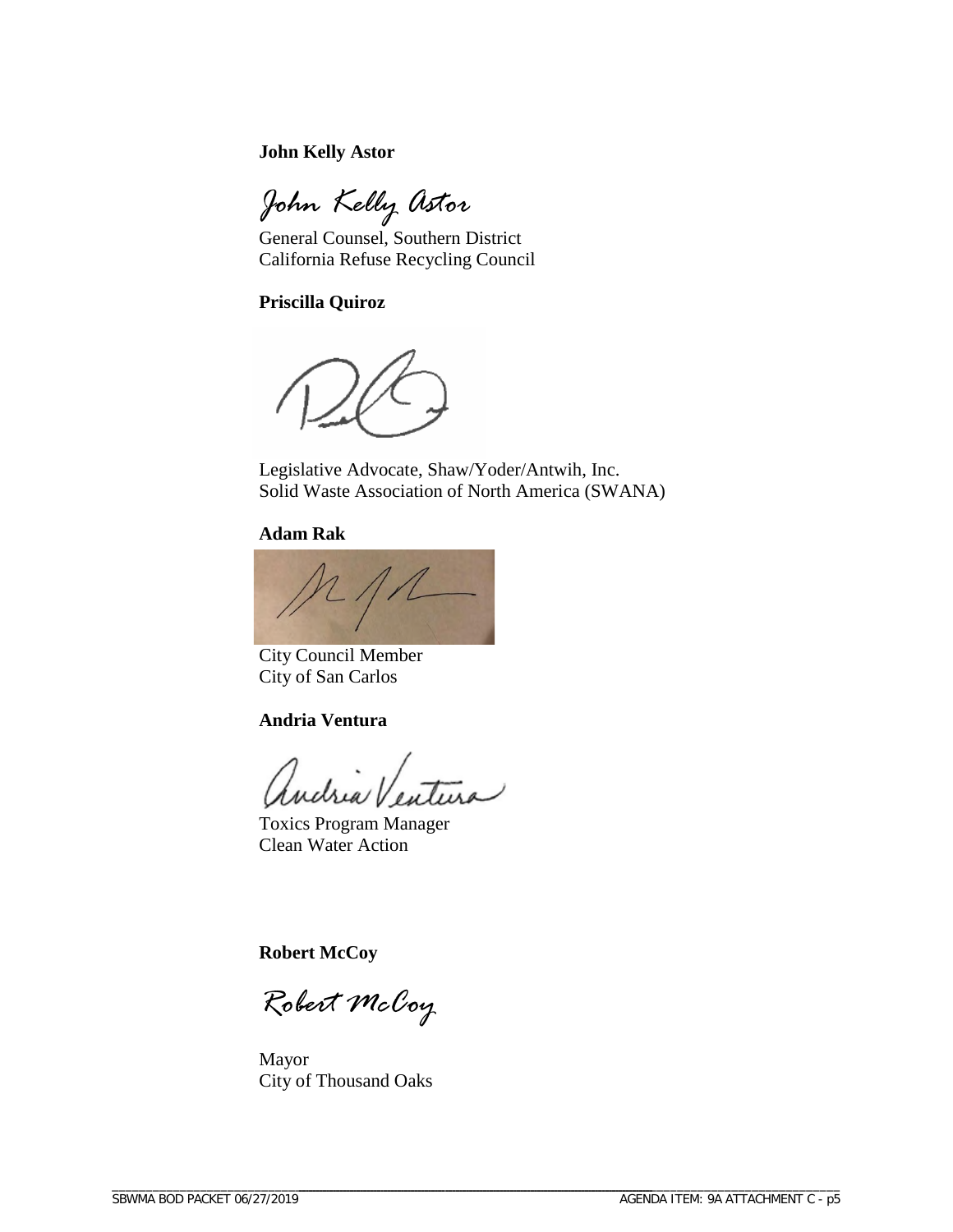**John Kelly Astor**

*John Kelly Astor*

General Counsel, Southern District
California Refuse Recycling Council

**Priscilla Quiroz**

Legislative Advocate, Shaw/Yoder/Antwih, Inc.
Solid Waste Association of North America (SWANA)

**Adam Rak**

City Council Member
City of San Carlos

**Andria Ventura**

*Andria Ventura*

Toxics Program Manager
Clean Water Action

**Robert McCoy**

*Robert McCoy*

Mayor
City of Thousand Oaks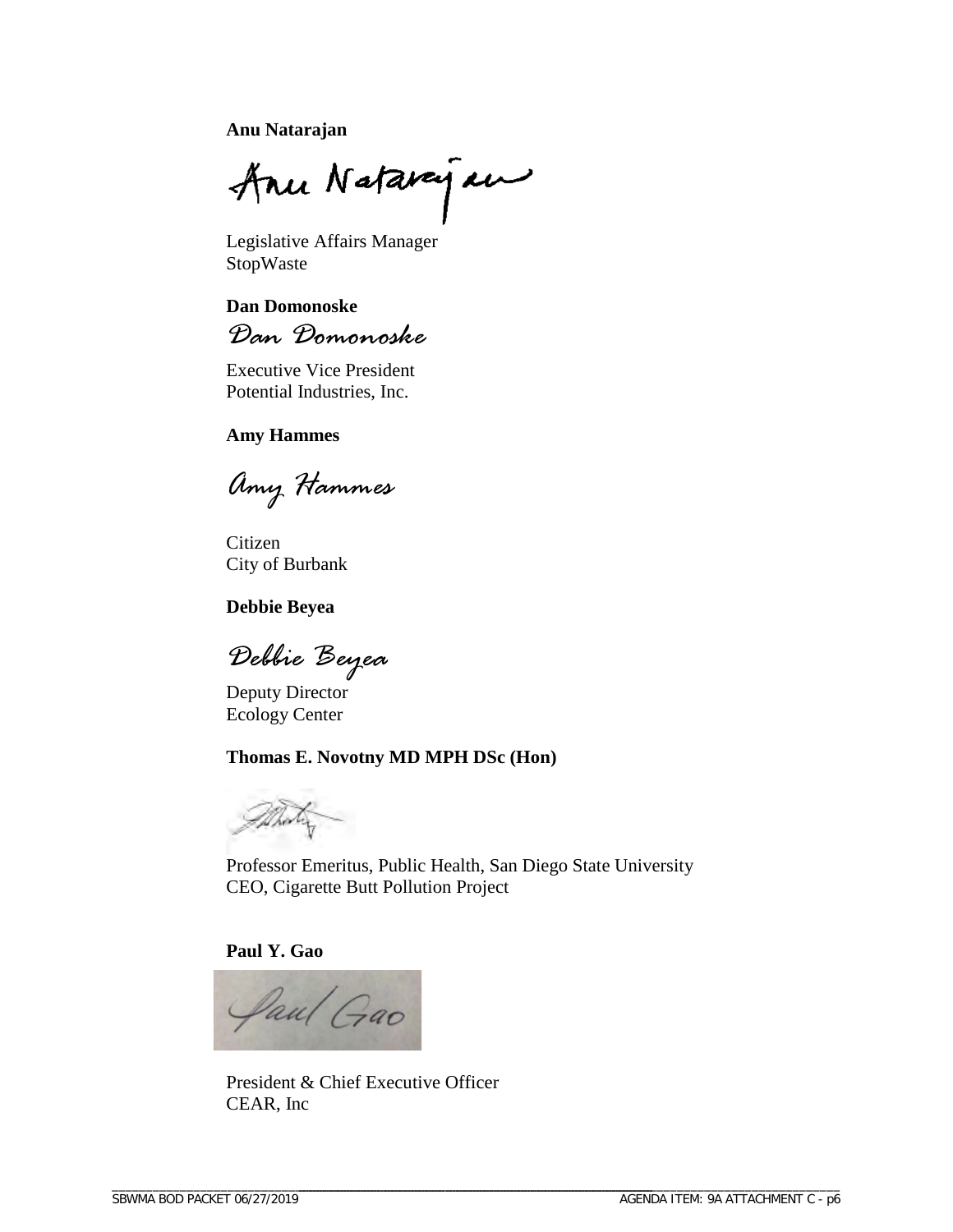**Anu Natarajan**

Anu Natarajan

Legislative Affairs Manager
StopWaste

**Dan Domonoske**

*Dan Domonoske*

Executive Vice President
Potential Industries, Inc.

**Amy Hammes**

*Amy Hammes*

Citizen
City of Burbank

**Debbie Beyea**

*Debbie Beyea*

Deputy Director
Ecology Center

**Thomas E. Novotny MD MPH DSc (Hon)**

Professor Emeritus, Public Health, San Diego State University
CEO, Cigarette Butt Pollution Project

**Paul Y. Gao**

Paul Gao

President & Chief Executive Officer
CEAR, Inc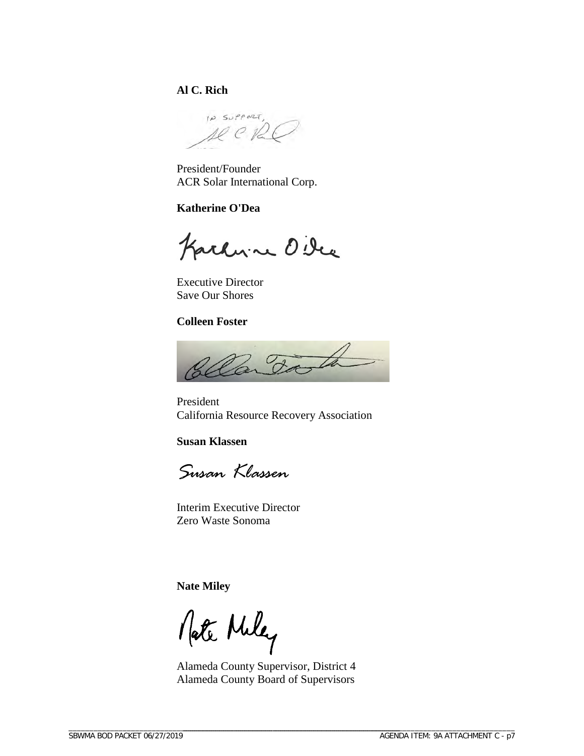**Al C. Rich**

President/Founder
ACR Solar International Corp.

**Katherine O'Dea**

Executive Director
Save Our Shores

**Colleen Foster**

President
California Resource Recovery Association

**Susan Klassen**

Interim Executive Director
Zero Waste Sonoma

**Nate Miley**

Alameda County Supervisor, District 4
Alameda County Board of Supervisors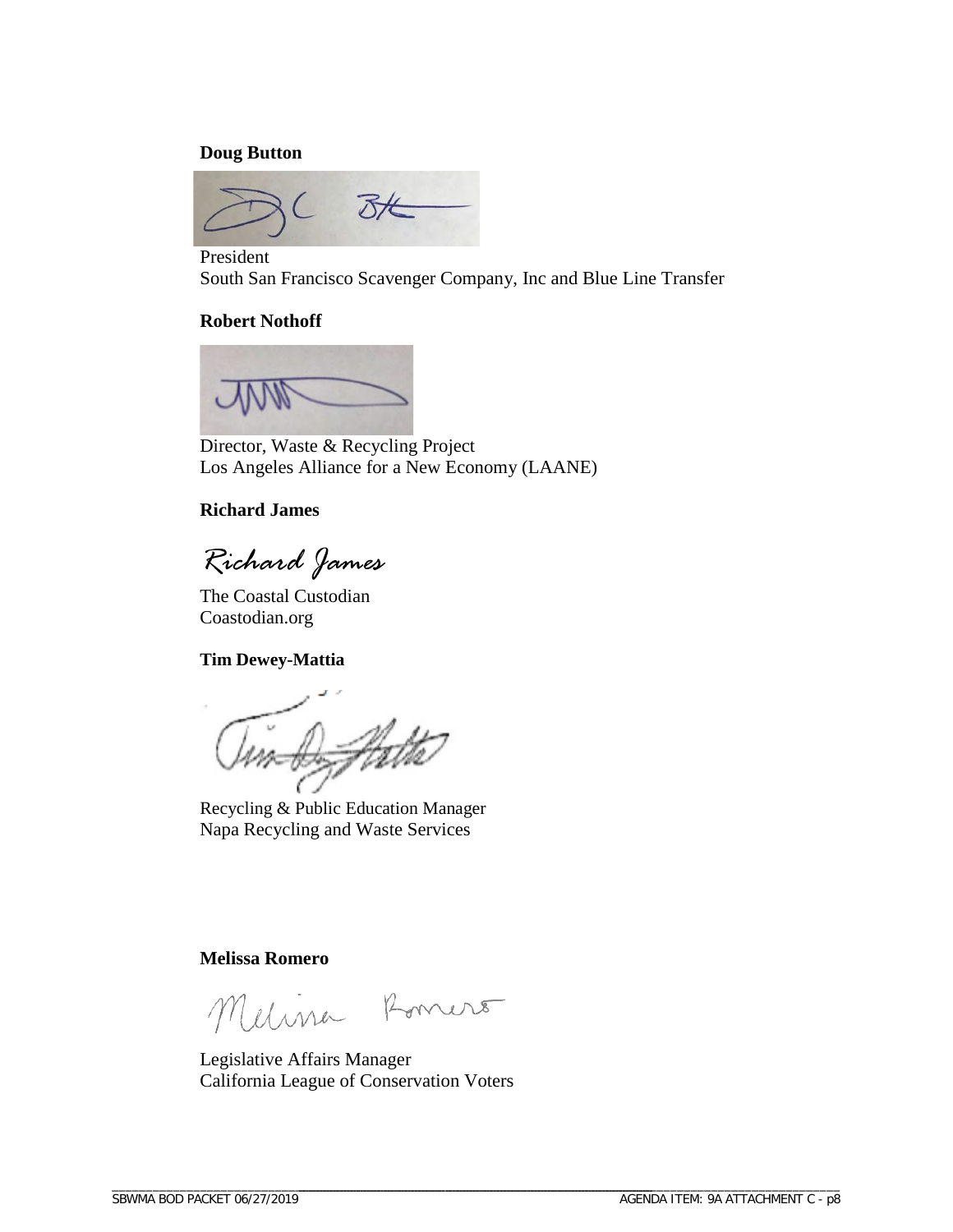**Doug Button**

President
South San Francisco Scavenger Company, Inc and Blue Line Transfer

**Robert Nothoff**

Director, Waste & Recycling Project
Los Angeles Alliance for a New Economy (LAANE)

**Richard James**

*Richard James*

The Coastal Custodian
Coastodian.org

**Tim Dewey-Mattia**

Recycling & Public Education Manager
Napa Recycling and Waste Services

**Melissa Romero**

Legislative Affairs Manager
California League of Conservation Voters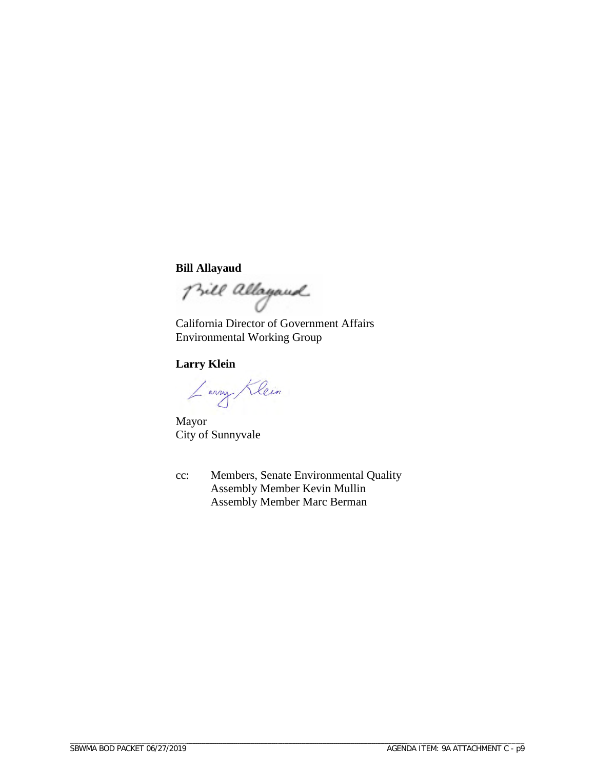**Bill Allayaud**

California Director of Government Affairs
Environmental Working Group

**Larry Klein**

Mayor
City of Sunnyvale

cc: Members, Senate Environmental Quality
Assembly Member Kevin Mullin
Assembly Member Marc Berman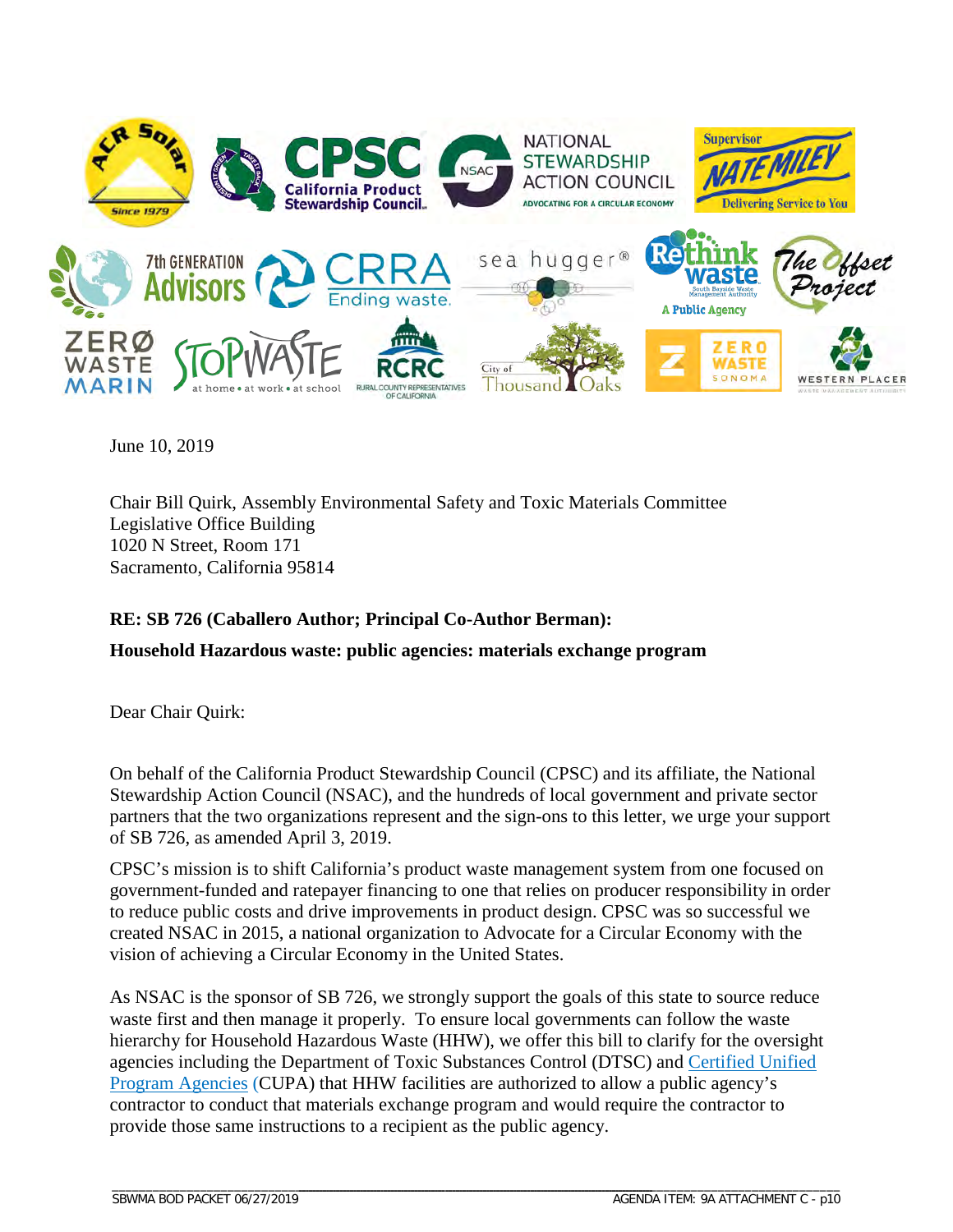June 10, 2019

Chair Bill Quirk, Assembly Environmental Safety and Toxic Materials Committee
Legislative Office Building
1020 N Street, Room 171
Sacramento, California 95814

**RE: SB 726 (Caballero Author; Principal Co-Author Berman):**

**Household Hazardous waste: public agencies: materials exchange program**

Dear Chair Quirk:

On behalf of the California Product Stewardship Council (CPSC) and its affiliate, the National Stewardship Action Council (NSAC), and the hundreds of local government and private sector partners that the two organizations represent and the sign-ons to this letter, we urge your support of SB 726, as amended April 3, 2019.

CPSC's mission is to shift California's product waste management system from one focused on government-funded and ratepayer financing to one that relies on producer responsibility in order to reduce public costs and drive improvements in product design. CPSC was so successful we created NSAC in 2015, a national organization to Advocate for a Circular Economy with the vision of achieving a Circular Economy in the United States.

As NSAC is the sponsor of SB 726, we strongly support the goals of this state to source reduce waste first and then manage it properly. To ensure local governments can follow the waste hierarchy for Household Hazardous Waste (HHW), we offer this bill to clarify for the oversight agencies including the Department of Toxic Substances Control (DTSC) and Certified Unified Program Agencies (CUPA) that HHW facilities are authorized to allow a public agency's contractor to conduct that materials exchange program and would require the contractor to provide those same instructions to a recipient as the public agency.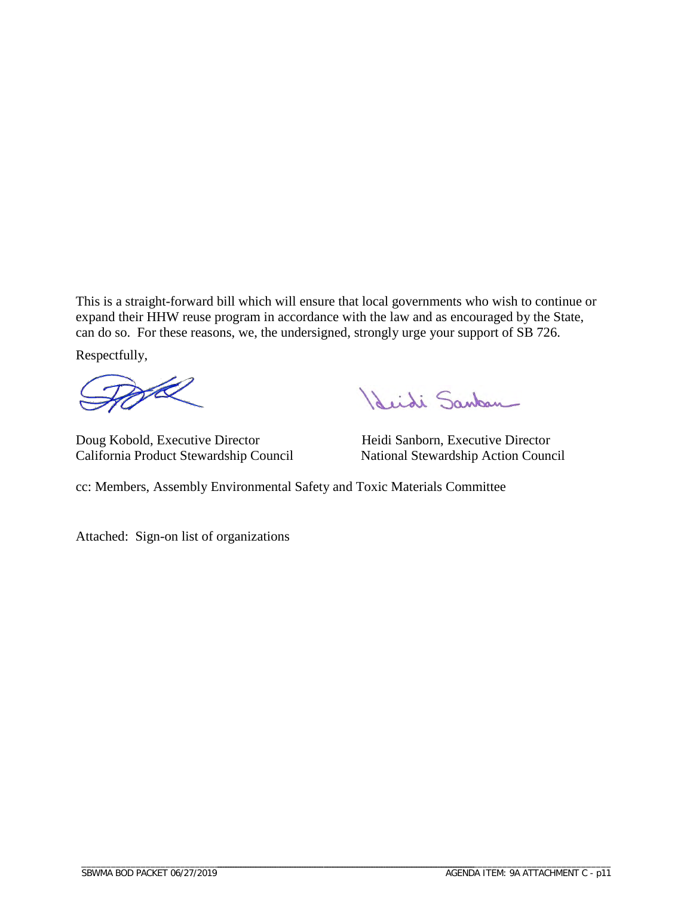This is a straight-forward bill which will ensure that local governments who wish to continue or expand their HHW reuse program in accordance with the law and as encouraged by the State, can do so. For these reasons, we, the undersigned, strongly urge your support of SB 726.

Respectfully,

Doug Kobold, Executive Director
California Product Stewardship Council

Heidi Sanborn, Executive Director
National Stewardship Action Council

cc: Members, Assembly Environmental Safety and Toxic Materials Committee

Attached: Sign-on list of organizations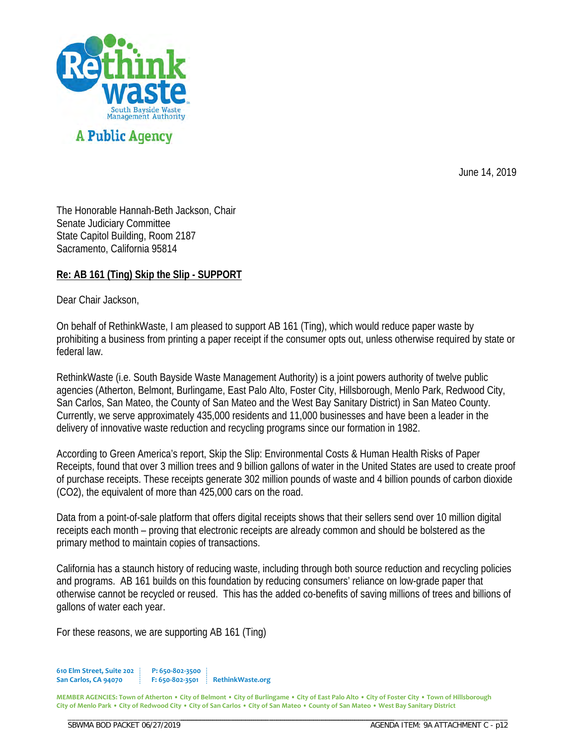RethinkWaste
South Bayside Waste Management Authority
A Public Agency

June 14, 2019

The Honorable Hannah-Beth Jackson, Chair
Senate Judiciary Committee
State Capitol Building, Room 2187
Sacramento, California 95814

**Re: AB 161 (Ting) Skip the Slip - SUPPORT**

Dear Chair Jackson,

On behalf of RethinkWaste, I am pleased to support AB 161 (Ting), which would reduce paper waste by prohibiting a business from printing a paper receipt if the consumer opts out, unless otherwise required by state or federal law.

RethinkWaste (i.e. South Bayside Waste Management Authority) is a joint powers authority of twelve public agencies (Atherton, Belmont, Burlingame, East Palo Alto, Foster City, Hillsborough, Menlo Park, Redwood City, San Carlos, San Mateo, the County of San Mateo and the West Bay Sanitary District) in San Mateo County. Currently, we serve approximately 435,000 residents and 11,000 businesses and have been a leader in the delivery of innovative waste reduction and recycling programs since our formation in 1982.

According to Green America's report, Skip the Slip: Environmental Costs & Human Health Risks of Paper Receipts, found that over 3 million trees and 9 billion gallons of water in the United States are used to create proof of purchase receipts. These receipts generate 302 million pounds of waste and 4 billion pounds of carbon dioxide ($CO_2$), the equivalent of more than 425,000 cars on the road.

Data from a point-of-sale platform that offers digital receipts shows that their sellers send over 10 million digital receipts each month – proving that electronic receipts are already common and should be bolstered as the primary method to maintain copies of transactions.

California has a staunch history of reducing waste, including through both source reduction and recycling policies and programs. AB 161 builds on this foundation by reducing consumers' reliance on low-grade paper that otherwise cannot be recycled or reused. This has the added co-benefits of saving millions of trees and billions of gallons of water each year.

For these reasons, we are supporting AB 161 (Ting)

610 Elm Street, Suite 202
San Carlos, CA 94070
P: 650-802-3500
F: 650-802-3501
RethinkWaste.org

MEMBER AGENCIES: Town of Atherton • City of Belmont • City of Burlingame • City of East Palo Alto • City of Foster City • Town of Hillsborough City of Menlo Park • City of Redwood City • City of San Carlos • City of San Mateo • County of San Mateo • West Bay Sanitary District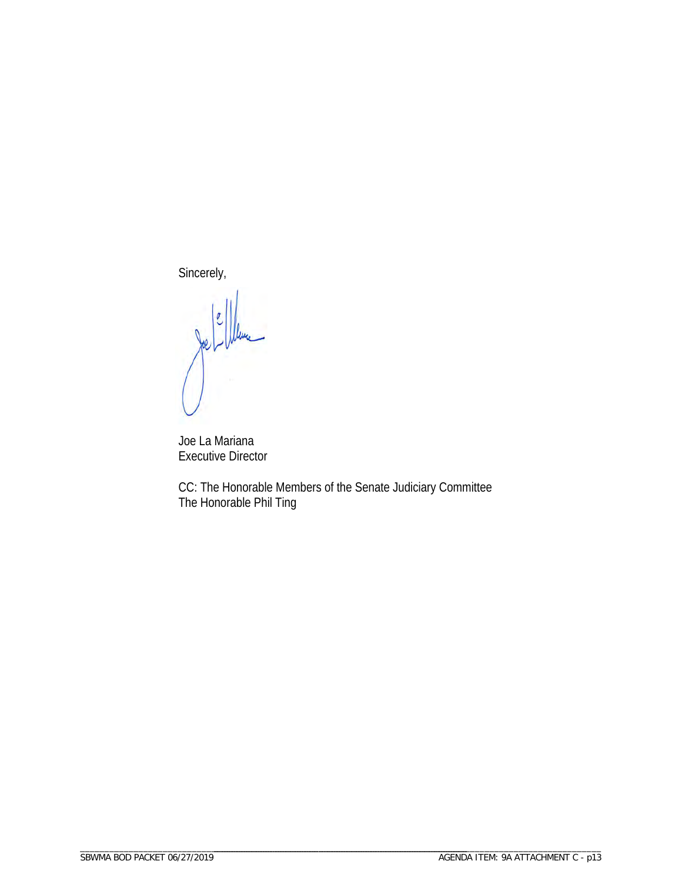Sincerely,

Joe La Mariana
Executive Director

CC: The Honorable Members of the Senate Judiciary Committee
The Honorable Phil Ting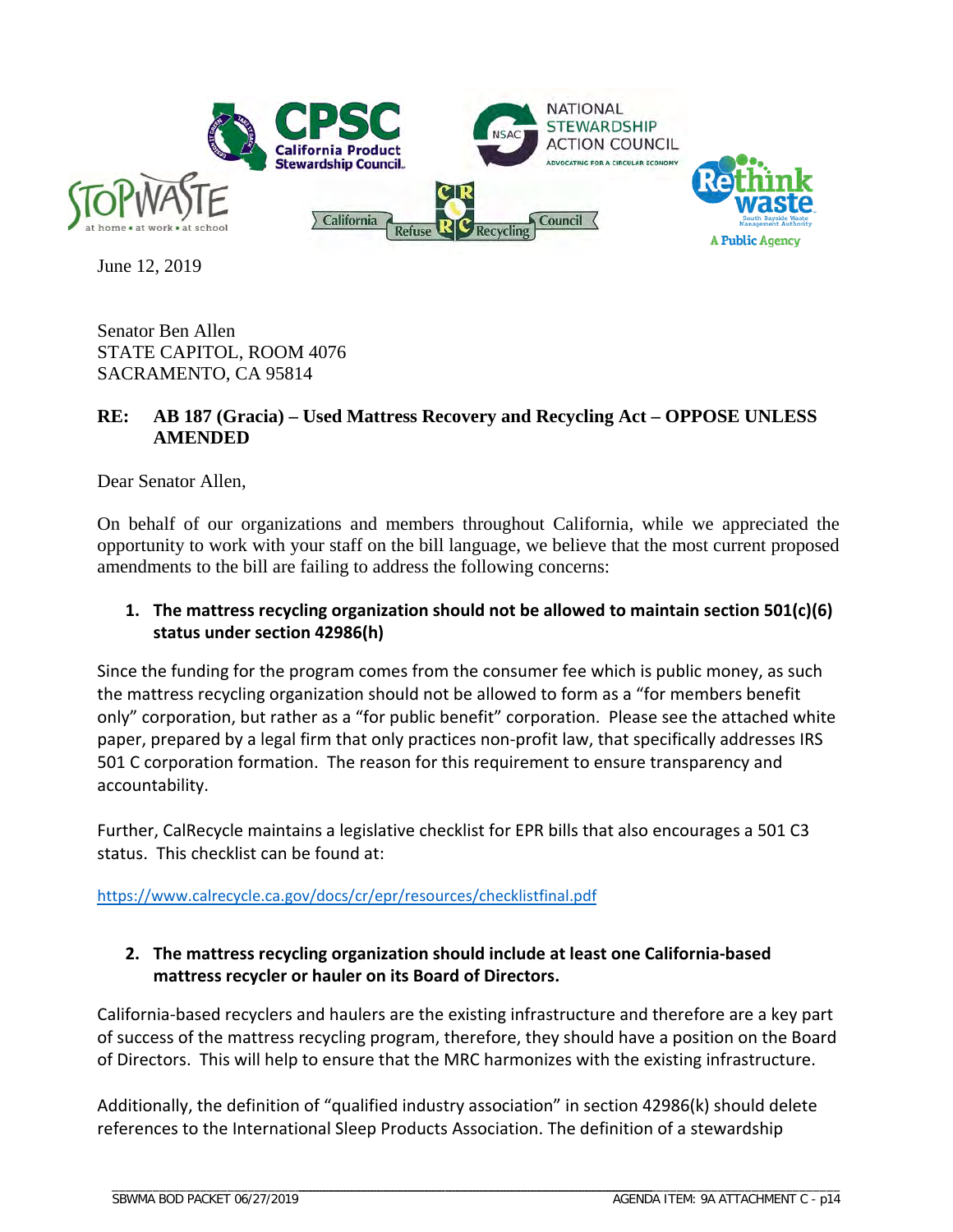June 12, 2019

Senator Ben Allen
STATE CAPITOL, ROOM 4076
SACRAMENTO, CA 95814

**RE: AB 187 (Gracia) – Used Mattress Recovery and Recycling Act – OPPOSE UNLESS AMENDED**

Dear Senator Allen,

On behalf of our organizations and members throughout California, while we appreciated the opportunity to work with your staff on the bill language, we believe that the most current proposed amendments to the bill are failing to address the following concerns:

1. **The mattress recycling organization should not be allowed to maintain section 501(c)(6) status under section 42986(h)**

Since the funding for the program comes from the consumer fee which is public money, as such the mattress recycling organization should not be allowed to form as a "for members benefit only" corporation, but rather as a "for public benefit" corporation. Please see the attached white paper, prepared by a legal firm that only practices non-profit law, that specifically addresses IRS 501 C corporation formation. The reason for this requirement to ensure transparency and accountability.

Further, CalRecycle maintains a legislative checklist for EPR bills that also encourages a 501 C3 status. This checklist can be found at:

https://www.calrecycle.ca.gov/docs/cr/epr/resources/checklistfinal.pdf

2. **The mattress recycling organization should include at least one California-based mattress recycler or hauler on its Board of Directors.**

California-based recyclers and haulers are the existing infrastructure and therefore are a key part of success of the mattress recycling program, therefore, they should have a position on the Board of Directors. This will help to ensure that the MRC harmonizes with the existing infrastructure.

Additionally, the definition of "qualified industry association" in section 42986(k) should delete references to the International Sleep Products Association. The definition of a stewardship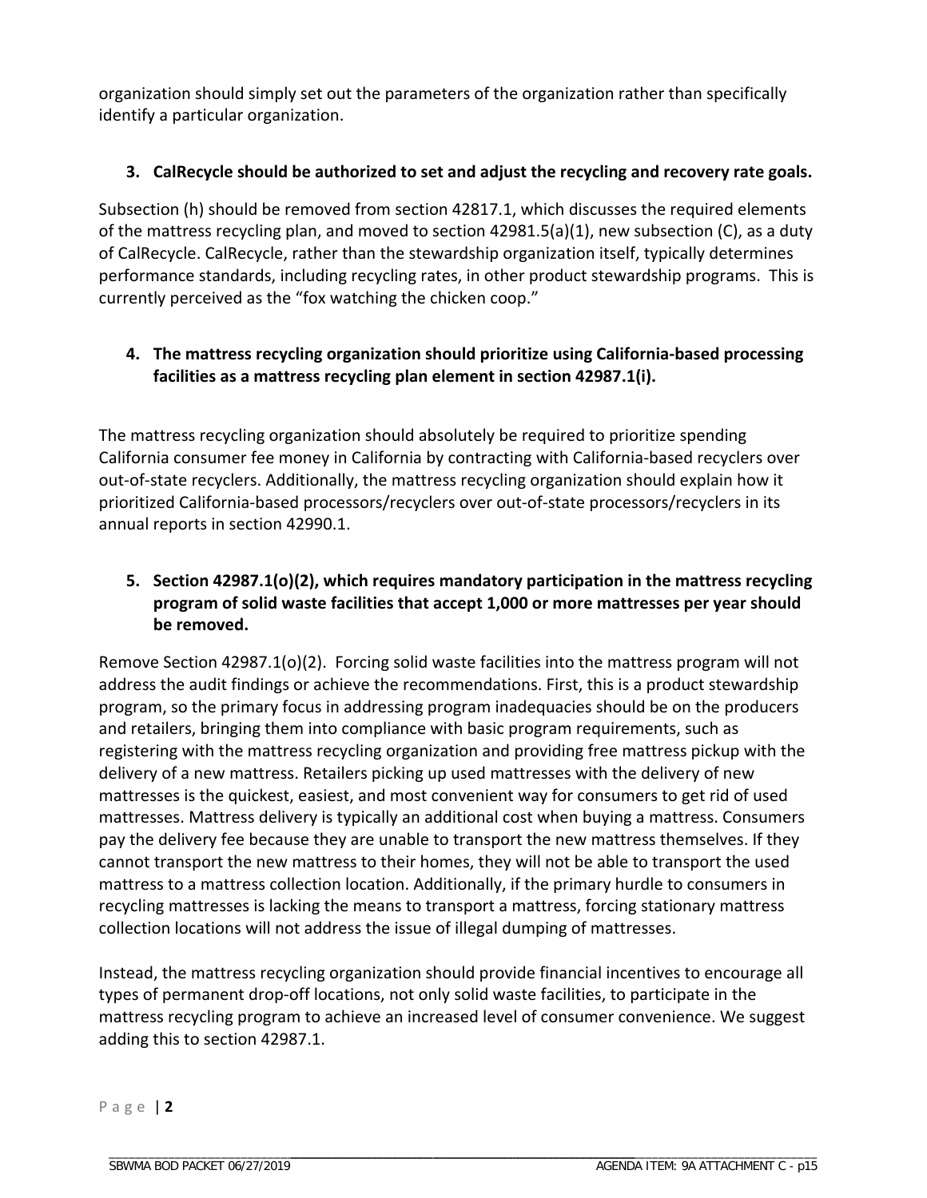organization should simply set out the parameters of the organization rather than specifically identify a particular organization.

3. **CalRecycle should be authorized to set and adjust the recycling and recovery rate goals.**

Subsection (h) should be removed from section 42817.1, which discusses the required elements of the mattress recycling plan, and moved to section 42981.5(a)(1), new subsection (C), as a duty of CalRecycle. CalRecycle, rather than the stewardship organization itself, typically determines performance standards, including recycling rates, in other product stewardship programs. This is currently perceived as the "fox watching the chicken coop."

4. **The mattress recycling organization should prioritize using California-based processing facilities as a mattress recycling plan element in section 42987.1(i).**

The mattress recycling organization should absolutely be required to prioritize spending California consumer fee money in California by contracting with California-based recyclers over out-of-state recyclers. Additionally, the mattress recycling organization should explain how it prioritized California-based processors/recyclers over out-of-state processors/recyclers in its annual reports in section 42990.1.

5. **Section 42987.1(o)(2), which requires mandatory participation in the mattress recycling program of solid waste facilities that accept 1,000 or more mattresses per year should be removed.**

Remove Section 42987.1(o)(2). Forcing solid waste facilities into the mattress program will not address the audit findings or achieve the recommendations. First, this is a product stewardship program, so the primary focus in addressing program inadequacies should be on the producers and retailers, bringing them into compliance with basic program requirements, such as registering with the mattress recycling organization and providing free mattress pickup with the delivery of a new mattress. Retailers picking up used mattresses with the delivery of new mattresses is the quickest, easiest, and most convenient way for consumers to get rid of used mattresses. Mattress delivery is typically an additional cost when buying a mattress. Consumers pay the delivery fee because they are unable to transport the new mattress themselves. If they cannot transport the new mattress to their homes, they will not be able to transport the used mattress to a mattress collection location. Additionally, if the primary hurdle to consumers in recycling mattresses is lacking the means to transport a mattress, forcing stationary mattress collection locations will not address the issue of illegal dumping of mattresses.

Instead, the mattress recycling organization should provide financial incentives to encourage all types of permanent drop-off locations, not only solid waste facilities, to participate in the mattress recycling program to achieve an increased level of consumer convenience. We suggest adding this to section 42987.1.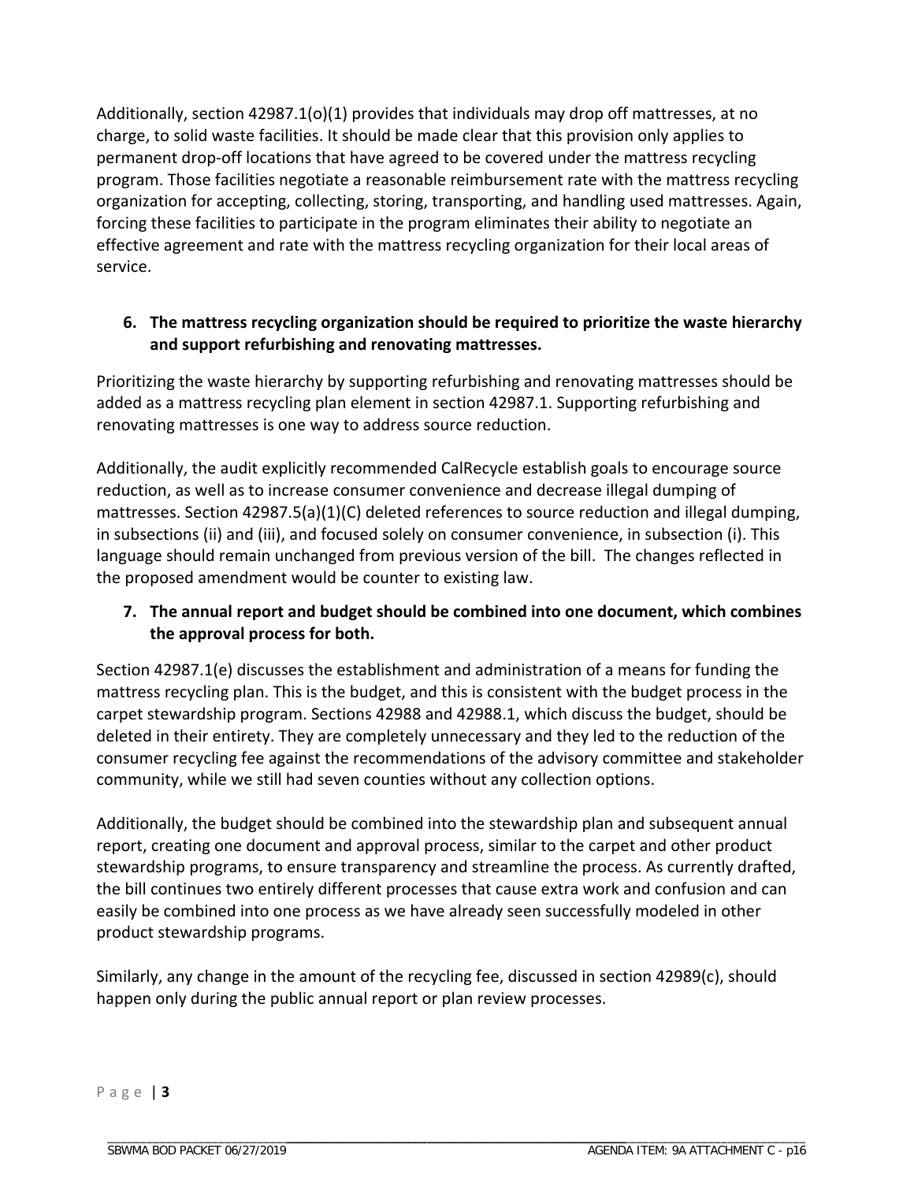Additionally, section 42987.1(o)(1) provides that individuals may drop off mattresses, at no charge, to solid waste facilities. It should be made clear that this provision only applies to permanent drop-off locations that have agreed to be covered under the mattress recycling program. Those facilities negotiate a reasonable reimbursement rate with the mattress recycling organization for accepting, collecting, storing, transporting, and handling used mattresses. Again, forcing these facilities to participate in the program eliminates their ability to negotiate an effective agreement and rate with the mattress recycling organization for their local areas of service.

6. **The mattress recycling organization should be required to prioritize the waste hierarchy and support refurbishing and renovating mattresses.**

Prioritizing the waste hierarchy by supporting refurbishing and renovating mattresses should be added as a mattress recycling plan element in section 42987.1. Supporting refurbishing and renovating mattresses is one way to address source reduction.

Additionally, the audit explicitly recommended CalRecycle establish goals to encourage source reduction, as well as to increase consumer convenience and decrease illegal dumping of mattresses. Section 42987.5(a)(1)(C) deleted references to source reduction and illegal dumping, in subsections (ii) and (iii), and focused solely on consumer convenience, in subsection (i). This language should remain unchanged from previous version of the bill. The changes reflected in the proposed amendment would be counter to existing law.

7. **The annual report and budget should be combined into one document, which combines the approval process for both.**

Section 42987.1(e) discusses the establishment and administration of a means for funding the mattress recycling plan. This is the budget, and this is consistent with the budget process in the carpet stewardship program. Sections 42988 and 42988.1, which discuss the budget, should be deleted in their entirety. They are completely unnecessary and they led to the reduction of the consumer recycling fee against the recommendations of the advisory committee and stakeholder community, while we still had seven counties without any collection options.

Additionally, the budget should be combined into the stewardship plan and subsequent annual report, creating one document and approval process, similar to the carpet and other product stewardship programs, to ensure transparency and streamline the process. As currently drafted, the bill continues two entirely different processes that cause extra work and confusion and can easily be combined into one process as we have already seen successfully modeled in other product stewardship programs.

Similarly, any change in the amount of the recycling fee, discussed in section 42989(c), should happen only during the public annual report or plan review processes.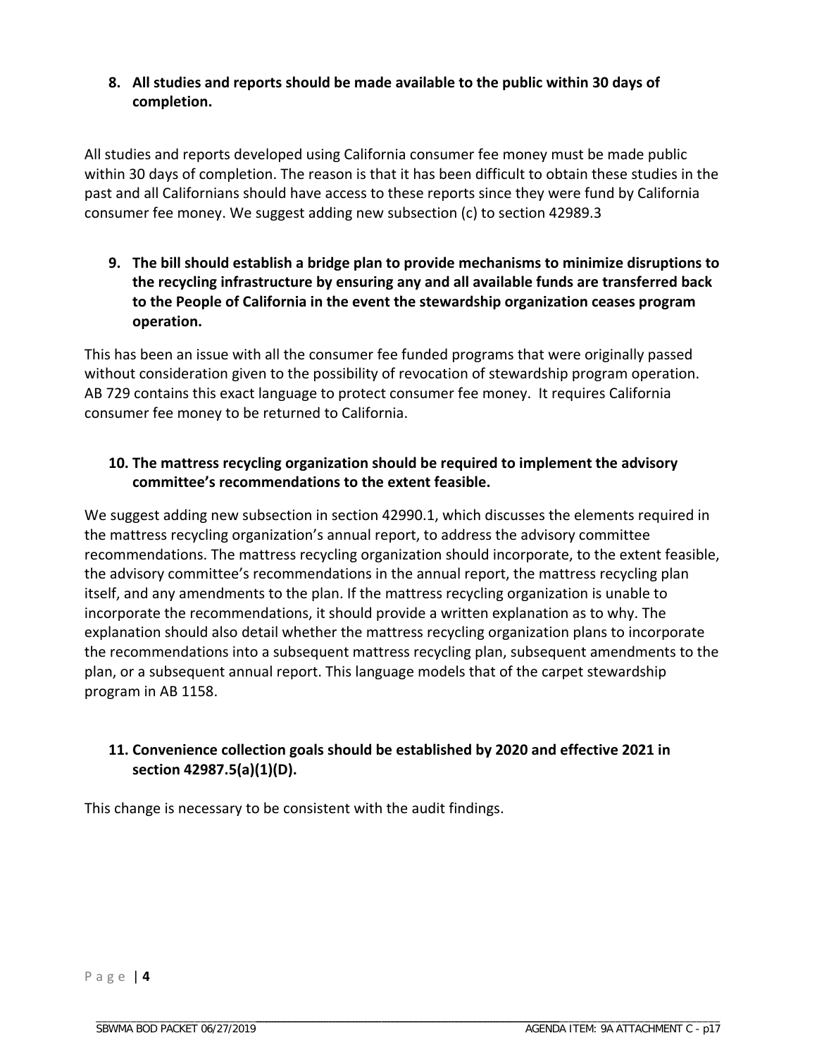**8. All studies and reports should be made available to the public within 30 days of completion.**

All studies and reports developed using California consumer fee money must be made public within 30 days of completion. The reason is that it has been difficult to obtain these studies in the past and all Californians should have access to these reports since they were fund by California consumer fee money. We suggest adding new subsection (c) to section 42989.3

**9. The bill should establish a bridge plan to provide mechanisms to minimize disruptions to the recycling infrastructure by ensuring any and all available funds are transferred back to the People of California in the event the stewardship organization ceases program operation.**

This has been an issue with all the consumer fee funded programs that were originally passed without consideration given to the possibility of revocation of stewardship program operation. AB 729 contains this exact language to protect consumer fee money. It requires California consumer fee money to be returned to California.

**10. The mattress recycling organization should be required to implement the advisory committee's recommendations to the extent feasible.**

We suggest adding new subsection in section 42990.1, which discusses the elements required in the mattress recycling organization's annual report, to address the advisory committee recommendations. The mattress recycling organization should incorporate, to the extent feasible, the advisory committee's recommendations in the annual report, the mattress recycling plan itself, and any amendments to the plan. If the mattress recycling organization is unable to incorporate the recommendations, it should provide a written explanation as to why. The explanation should also detail whether the mattress recycling organization plans to incorporate the recommendations into a subsequent mattress recycling plan, subsequent amendments to the plan, or a subsequent annual report. This language models that of the carpet stewardship program in AB 1158.

**11. Convenience collection goals should be established by 2020 and effective 2021 in section 42987.5(a)(1)(D).**

This change is necessary to be consistent with the audit findings.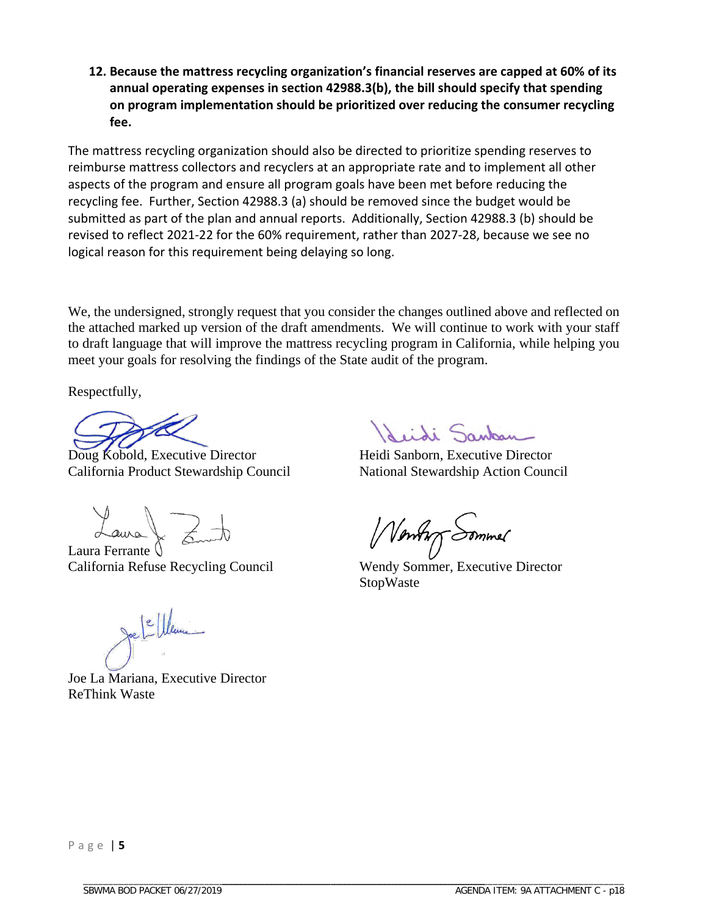**12. Because the mattress recycling organization's financial reserves are capped at 60% of its annual operating expenses in section 42988.3(b), the bill should specify that spending on program implementation should be prioritized over reducing the consumer recycling fee.**

The mattress recycling organization should also be directed to prioritize spending reserves to reimburse mattress collectors and recyclers at an appropriate rate and to implement all other aspects of the program and ensure all program goals have been met before reducing the recycling fee. Further, Section 42988.3 (a) should be removed since the budget would be submitted as part of the plan and annual reports. Additionally, Section 42988.3 (b) should be revised to reflect 2021-22 for the 60% requirement, rather than 2027-28, because we see no logical reason for this requirement being delaying so long.

We, the undersigned, strongly request that you consider the changes outlined above and reflected on the attached marked up version of the draft amendments. We will continue to work with your staff to draft language that will improve the mattress recycling program in California, while helping you meet your goals for resolving the findings of the State audit of the program.

Respectfully,

Doug Kobold, Executive Director
California Product Stewardship Council

Heidi Sanborn, Executive Director
National Stewardship Action Council

Laura Ferrante
California Refuse Recycling Council

Wendy Sommer, Executive Director
StopWaste

Joe La Mariana, Executive Director
ReThink Waste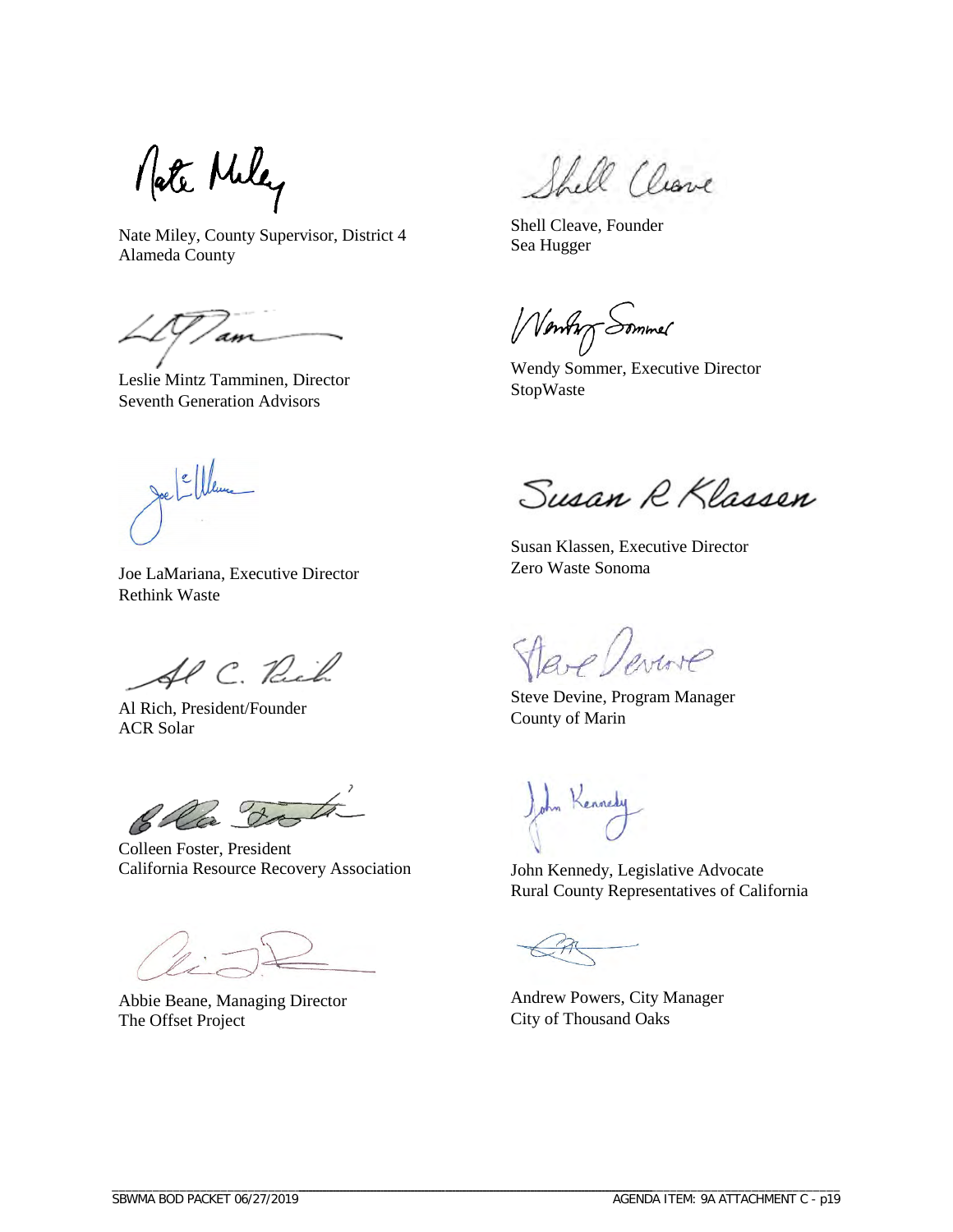Nate Miley, County Supervisor, District 4
Alameda County

Shell Cleave, Founder
Sea Hugger

Leslie Mintz Tamminen, Director
Seventh Generation Advisors

Wendy Sommer, Executive Director
StopWaste

Joe LaMariana, Executive Director
Rethink Waste

Susan R Klassen

Susan Klassen, Executive Director
Zero Waste Sonoma

Al Rich, President/Founder
ACR Solar

Steve Devine, Program Manager
County of Marin

Colleen Foster, President
California Resource Recovery Association

John Kennedy, Legislative Advocate
Rural County Representatives of California

Abbie Beane, Managing Director
The Offset Project

Andrew Powers, City Manager
City of Thousand Oaks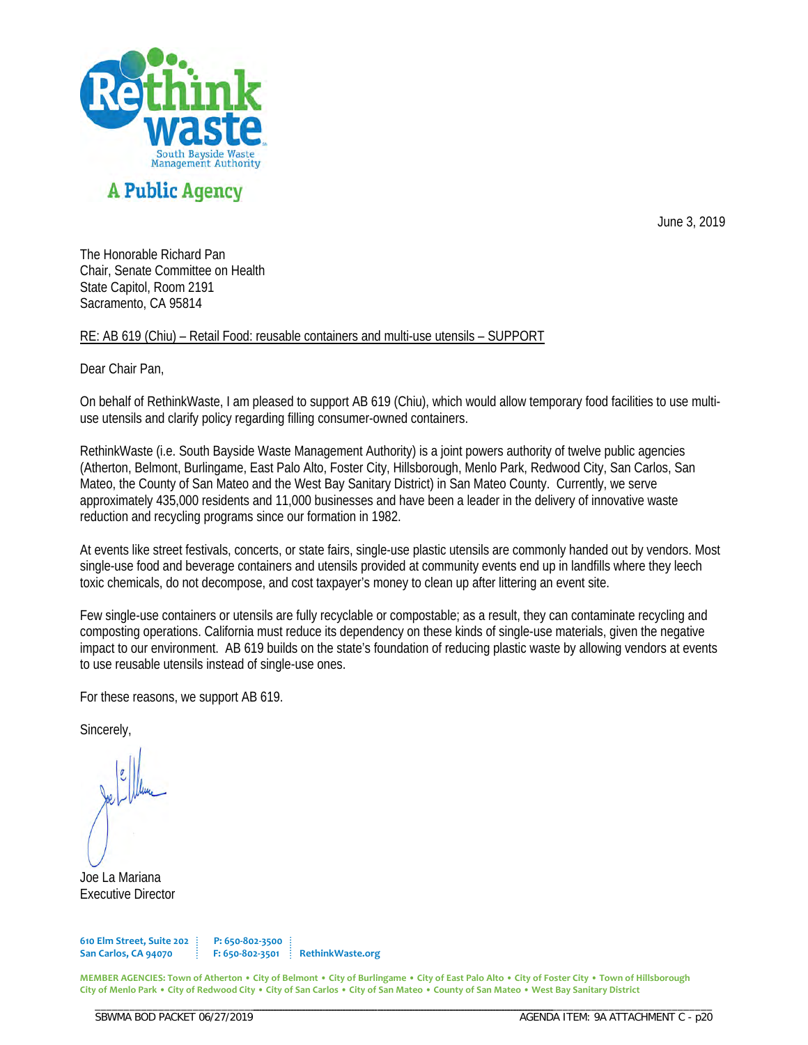RethinkWaste
South Bayside Waste Management Authority

A Public Agency

June 3, 2019

The Honorable Richard Pan
Chair, Senate Committee on Health
State Capitol, Room 2191
Sacramento, CA 95814

RE: AB 619 (Chiu) – Retail Food: reusable containers and multi-use utensils – SUPPORT

Dear Chair Pan,

On behalf of RethinkWaste, I am pleased to support AB 619 (Chiu), which would allow temporary food facilities to use multi-use utensils and clarify policy regarding filling consumer-owned containers.

RethinkWaste (i.e. South Bayside Waste Management Authority) is a joint powers authority of twelve public agencies (Atherton, Belmont, Burlingame, East Palo Alto, Foster City, Hillsborough, Menlo Park, Redwood City, San Carlos, San Mateo, the County of San Mateo and the West Bay Sanitary District) in San Mateo County. Currently, we serve approximately 435,000 residents and 11,000 businesses and have been a leader in the delivery of innovative waste reduction and recycling programs since our formation in 1982.

At events like street festivals, concerts, or state fairs, single-use plastic utensils are commonly handed out by vendors. Most single-use food and beverage containers and utensils provided at community events end up in landfills where they leech toxic chemicals, do not decompose, and cost taxpayer's money to clean up after littering an event site.

Few single-use containers or utensils are fully recyclable or compostable; as a result, they can contaminate recycling and composting operations. California must reduce its dependency on these kinds of single-use materials, given the negative impact to our environment. AB 619 builds on the state's foundation of reducing plastic waste by allowing vendors at events to use reusable utensils instead of single-use ones.

For these reasons, we support AB 619.

Sincerely,

Joe La Mariana
Executive Director

610 Elm Street, Suite 202
San Carlos, CA 94070

P: 650-802-3500
F: 650-802-3501

RethinkWaste.org

MEMBER AGENCIES: Town of Atherton • City of Belmont • City of Burlingame • City of East Palo Alto • City of Foster City • Town of Hillsborough
City of Menlo Park • City of Redwood City • City of San Carlos • City of San Mateo • County of San Mateo • West Bay Sanitary District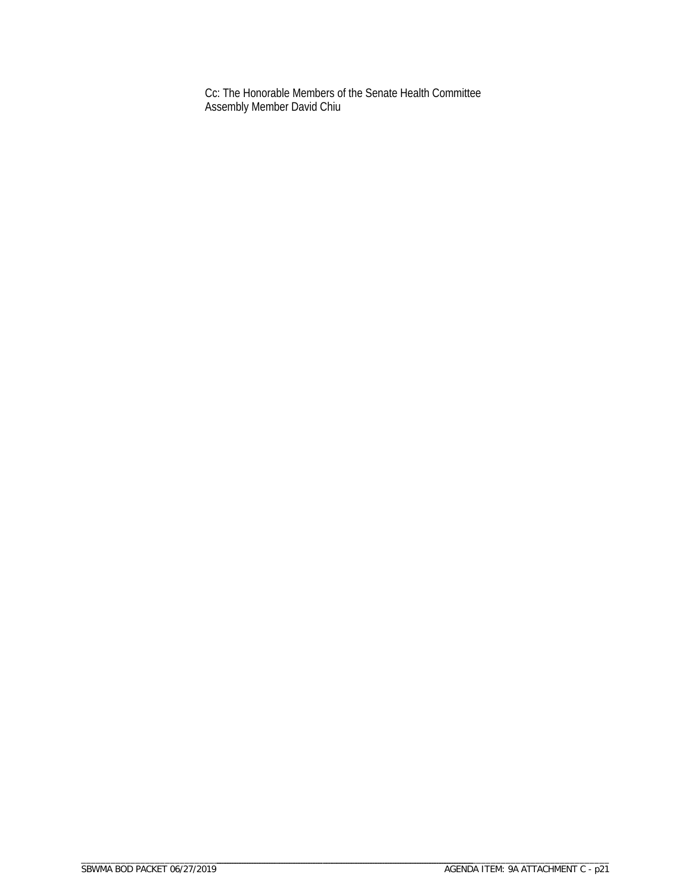Cc: The Honorable Members of the Senate Health Committee
Assembly Member David Chiu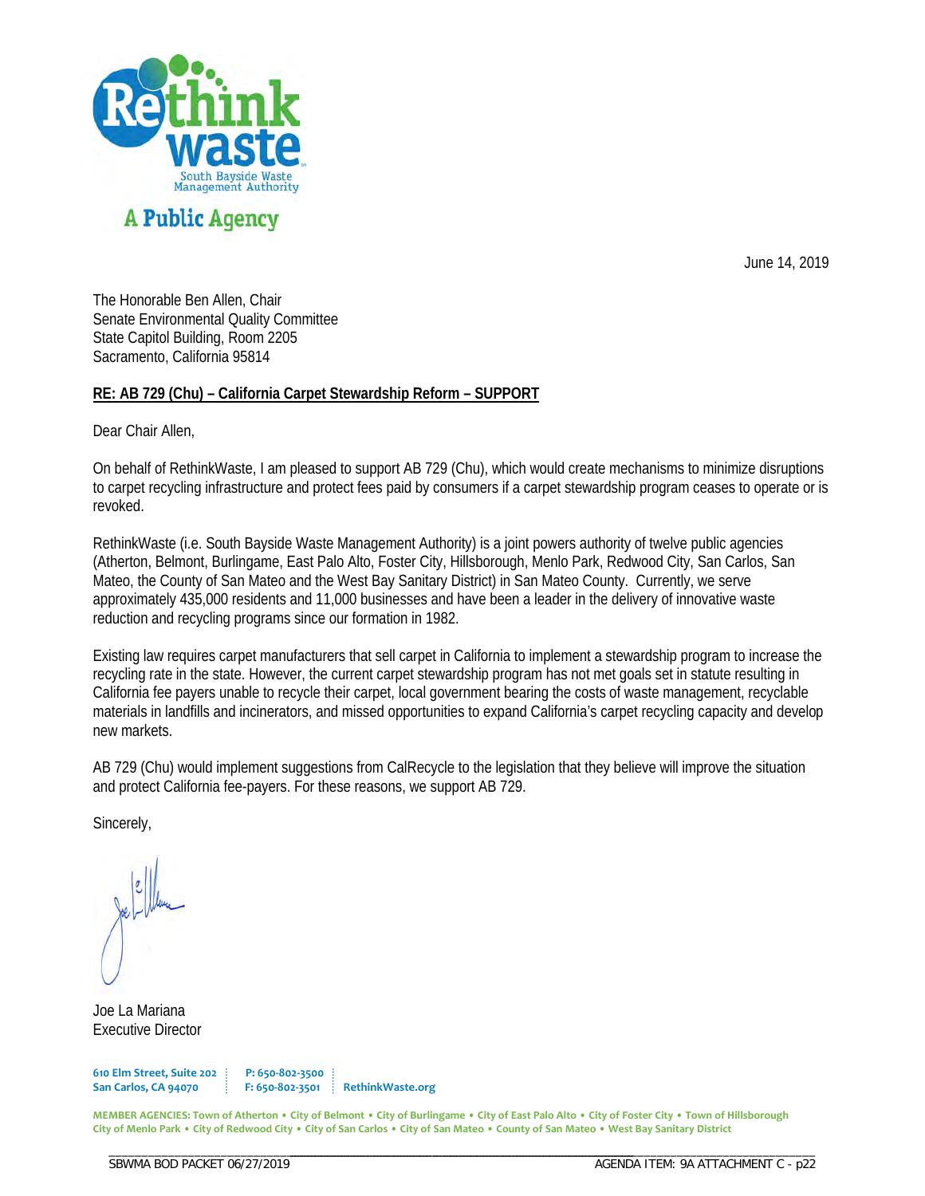RethinkWaste
South Bayside Waste Management Authority

A Public Agency

June 14, 2019

The Honorable Ben Allen, Chair
Senate Environmental Quality Committee
State Capitol Building, Room 2205
Sacramento, California 95814

**RE: AB 729 (Chu) – California Carpet Stewardship Reform – SUPPORT**

Dear Chair Allen,

On behalf of RethinkWaste, I am pleased to support AB 729 (Chu), which would create mechanisms to minimize disruptions to carpet recycling infrastructure and protect fees paid by consumers if a carpet stewardship program ceases to operate or is revoked.

RethinkWaste (i.e. South Bayside Waste Management Authority) is a joint powers authority of twelve public agencies (Atherton, Belmont, Burlingame, East Palo Alto, Foster City, Hillsborough, Menlo Park, Redwood City, San Carlos, San Mateo, the County of San Mateo and the West Bay Sanitary District) in San Mateo County. Currently, we serve approximately 435,000 residents and 11,000 businesses and have been a leader in the delivery of innovative waste reduction and recycling programs since our formation in 1982.

Existing law requires carpet manufacturers that sell carpet in California to implement a stewardship program to increase the recycling rate in the state. However, the current carpet stewardship program has not met goals set in statute resulting in California fee payers unable to recycle their carpet, local government bearing the costs of waste management, recyclable materials in landfills and incinerators, and missed opportunities to expand California's carpet recycling capacity and develop new markets.

AB 729 (Chu) would implement suggestions from CalRecycle to the legislation that they believe will improve the situation and protect California fee-payers. For these reasons, we support AB 729.

Sincerely,

Joe La Mariana
Executive Director

610 Elm Street, Suite 202
San Carlos, CA 94070

P: 650-802-3500
F: 650-802-3501

RethinkWaste.org

MEMBER AGENCIES: Town of Atherton • City of Belmont • City of Burlingame • City of East Palo Alto • City of Foster City • Town of Hillsborough • City of Menlo Park • City of Redwood City • City of San Carlos • City of San Mateo • County of San Mateo • West Bay Sanitary District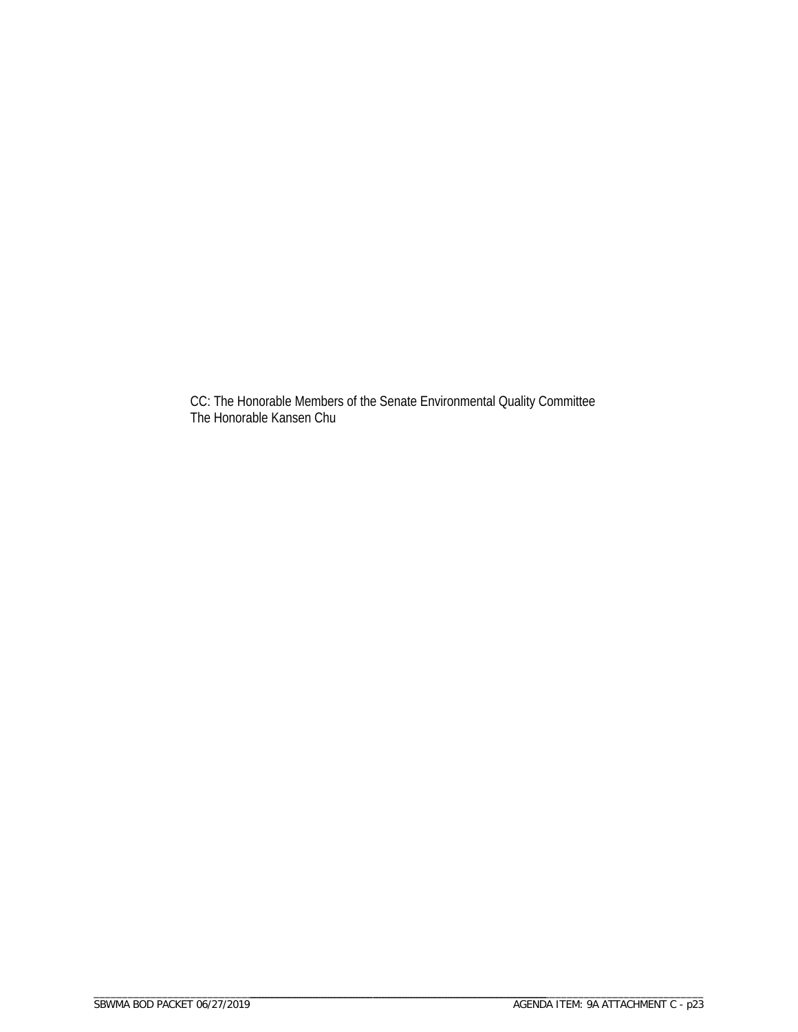CC: The Honorable Members of the Senate Environmental Quality Committee
The Honorable Kansen Chu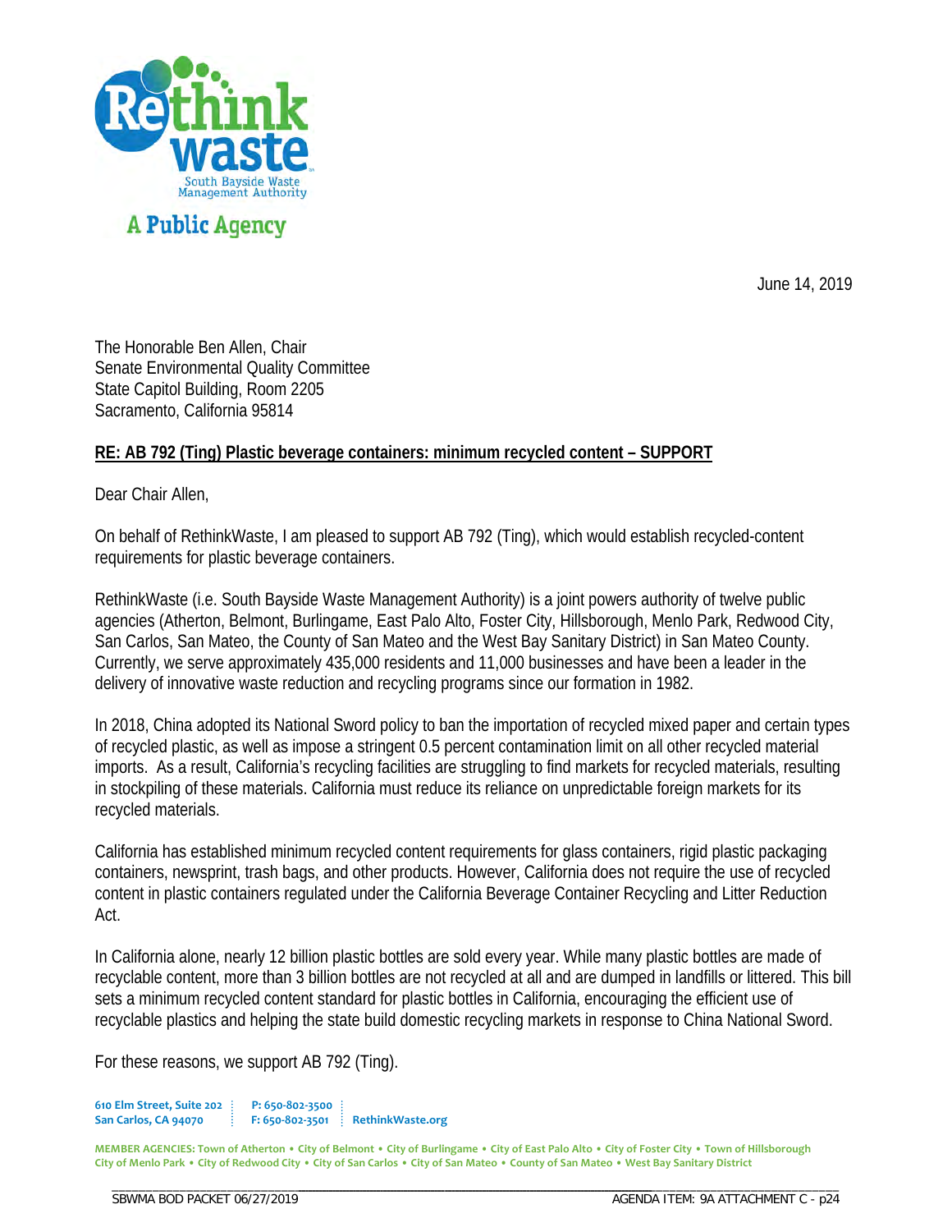RethinkWaste

South Bayside Waste Management Authority

A Public Agency

June 14, 2019

The Honorable Ben Allen, Chair
Senate Environmental Quality Committee
State Capitol Building, Room 2205
Sacramento, California 95814

**RE: AB 792 (Ting) Plastic beverage containers: minimum recycled content – SUPPORT**

Dear Chair Allen,

On behalf of RethinkWaste, I am pleased to support AB 792 (Ting), which would establish recycled-content requirements for plastic beverage containers.

RethinkWaste (i.e. South Bayside Waste Management Authority) is a joint powers authority of twelve public agencies (Atherton, Belmont, Burlingame, East Palo Alto, Foster City, Hillsborough, Menlo Park, Redwood City, San Carlos, San Mateo, the County of San Mateo and the West Bay Sanitary District) in San Mateo County. Currently, we serve approximately 435,000 residents and 11,000 businesses and have been a leader in the delivery of innovative waste reduction and recycling programs since our formation in 1982.

In 2018, China adopted its National Sword policy to ban the importation of recycled mixed paper and certain types of recycled plastic, as well as impose a stringent 0.5 percent contamination limit on all other recycled material imports. As a result, California's recycling facilities are struggling to find markets for recycled materials, resulting in stockpiling of these materials. California must reduce its reliance on unpredictable foreign markets for its recycled materials.

California has established minimum recycled content requirements for glass containers, rigid plastic packaging containers, newsprint, trash bags, and other products. However, California does not require the use of recycled content in plastic containers regulated under the California Beverage Container Recycling and Litter Reduction Act.

In California alone, nearly 12 billion plastic bottles are sold every year. While many plastic bottles are made of recyclable content, more than 3 billion bottles are not recycled at all and are dumped in landfills or littered. This bill sets a minimum recycled content standard for plastic bottles in California, encouraging the efficient use of recyclable plastics and helping the state build domestic recycling markets in response to China National Sword.

For these reasons, we support AB 792 (Ting).

610 Elm Street, Suite 202 | P: 650-802-3500
San Carlos, CA 94070 | F: 650-802-3501 | RethinkWaste.org

MEMBER AGENCIES: Town of Atherton • City of Belmont • City of Burlingame • City of East Palo Alto • City of Foster City • Town of Hillsborough
City of Menlo Park • City of Redwood City • City of San Carlos • City of San Mateo • County of San Mateo • West Bay Sanitary District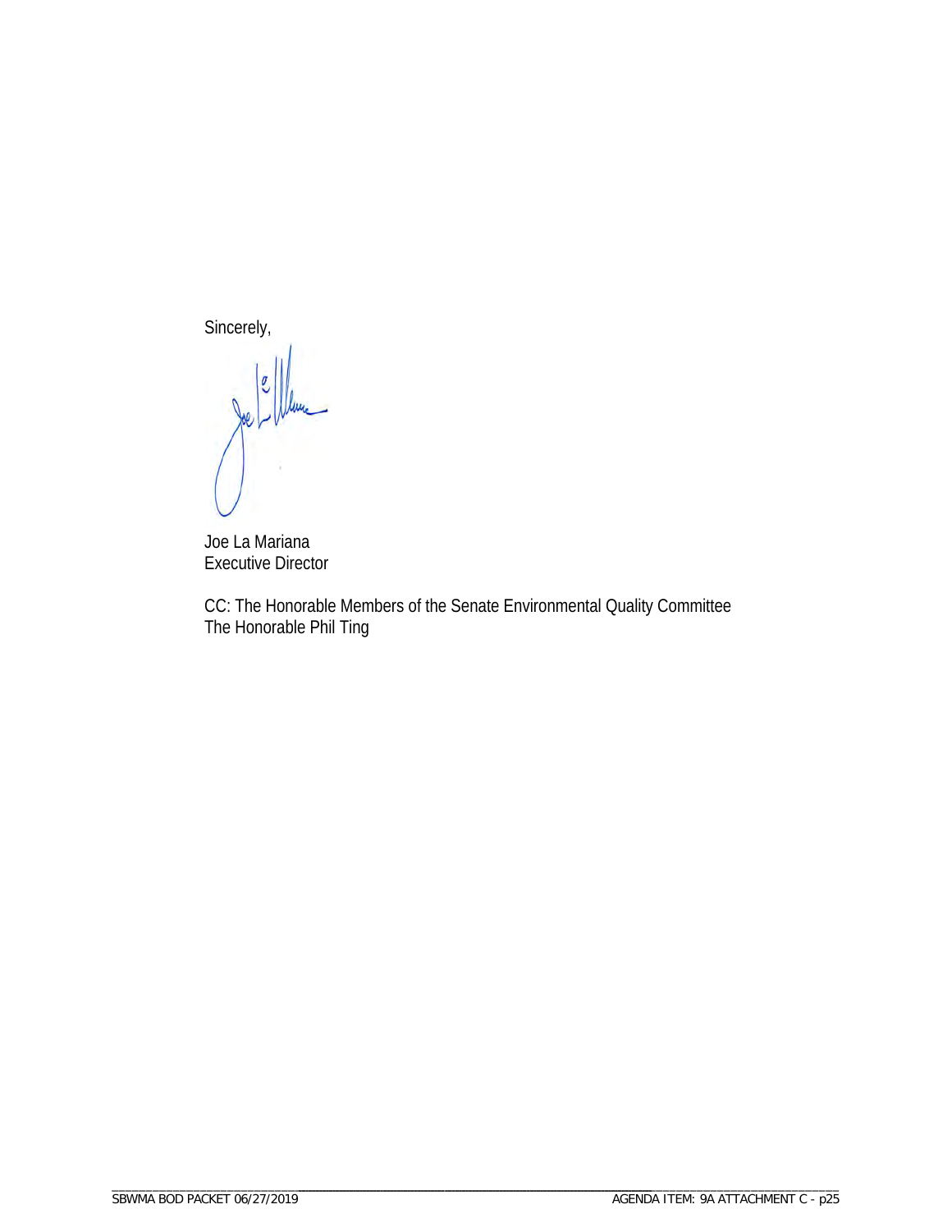Sincerely,

Joe La Mariana
Executive Director

CC: The Honorable Members of the Senate Environmental Quality Committee
The Honorable Phil Ting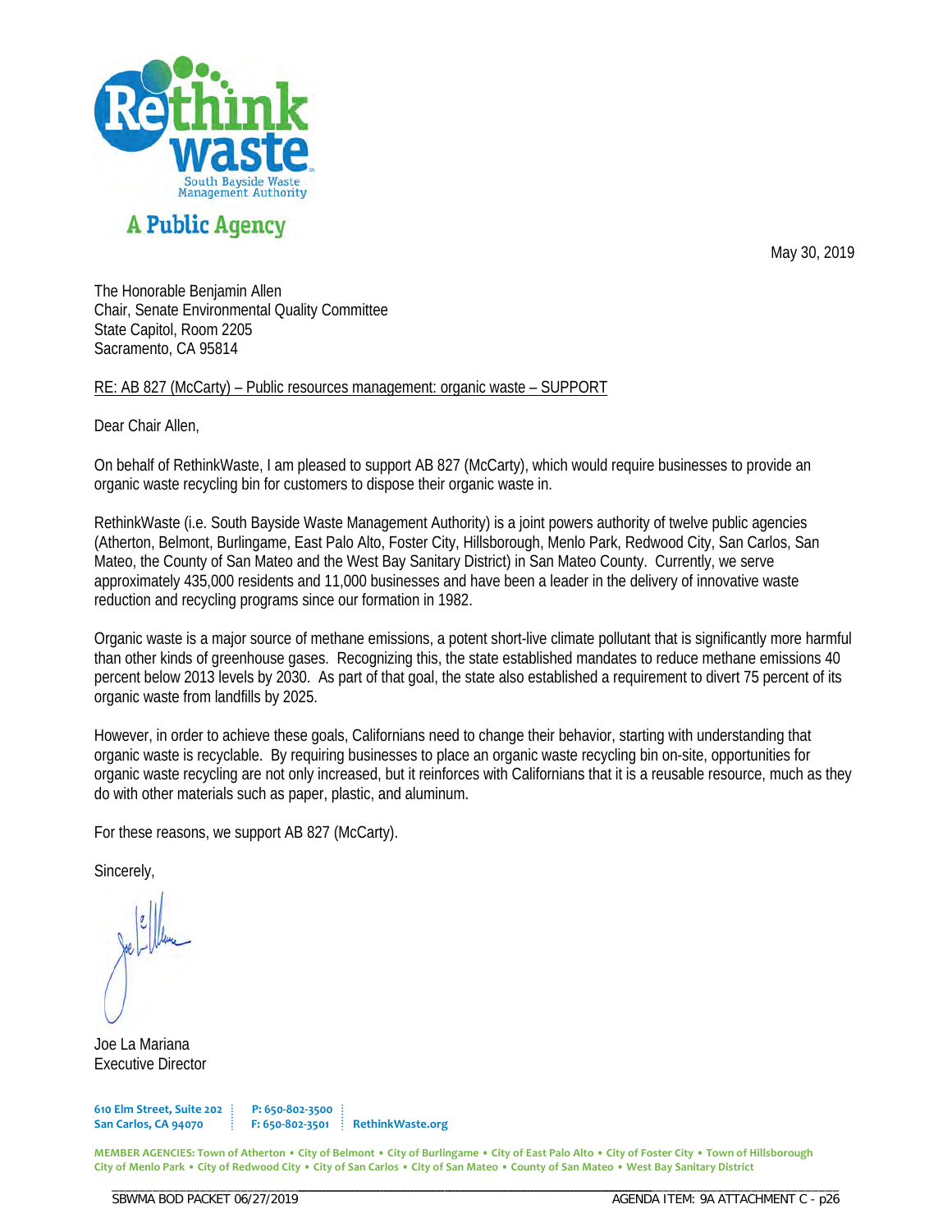RethinkWaste
South Bayside Waste Management Authority

A Public Agency

May 30, 2019

The Honorable Benjamin Allen
Chair, Senate Environmental Quality Committee
State Capitol, Room 2205
Sacramento, CA 95814

RE: AB 827 (McCarty) – Public resources management: organic waste – SUPPORT

Dear Chair Allen,

On behalf of RethinkWaste, I am pleased to support AB 827 (McCarty), which would require businesses to provide an organic waste recycling bin for customers to dispose their organic waste in.

RethinkWaste (i.e. South Bayside Waste Management Authority) is a joint powers authority of twelve public agencies (Atherton, Belmont, Burlingame, East Palo Alto, Foster City, Hillsborough, Menlo Park, Redwood City, San Carlos, San Mateo, the County of San Mateo and the West Bay Sanitary District) in San Mateo County. Currently, we serve approximately 435,000 residents and 11,000 businesses and have been a leader in the delivery of innovative waste reduction and recycling programs since our formation in 1982.

Organic waste is a major source of methane emissions, a potent short-live climate pollutant that is significantly more harmful than other kinds of greenhouse gases. Recognizing this, the state established mandates to reduce methane emissions 40 percent below 2013 levels by 2030. As part of that goal, the state also established a requirement to divert 75 percent of its organic waste from landfills by 2025.

However, in order to achieve these goals, Californians need to change their behavior, starting with understanding that organic waste is recyclable. By requiring businesses to place an organic waste recycling bin on-site, opportunities for organic waste recycling are not only increased, but it reinforces with Californians that it is a reusable resource, much as they do with other materials such as paper, plastic, and aluminum.

For these reasons, we support AB 827 (McCarty).

Sincerely,

Joe La Mariana
Executive Director

610 Elm Street, Suite 202
San Carlos, CA 94070

P: 650-802-3500
F: 650-802-3501

RethinkWaste.org

MEMBER AGENCIES: Town of Atherton • City of Belmont • City of Burlingame • City of East Palo Alto • City of Foster City • Town of Hillsborough
City of Menlo Park • City of Redwood City • City of San Carlos • City of San Mateo • County of San Mateo • West Bay Sanitary District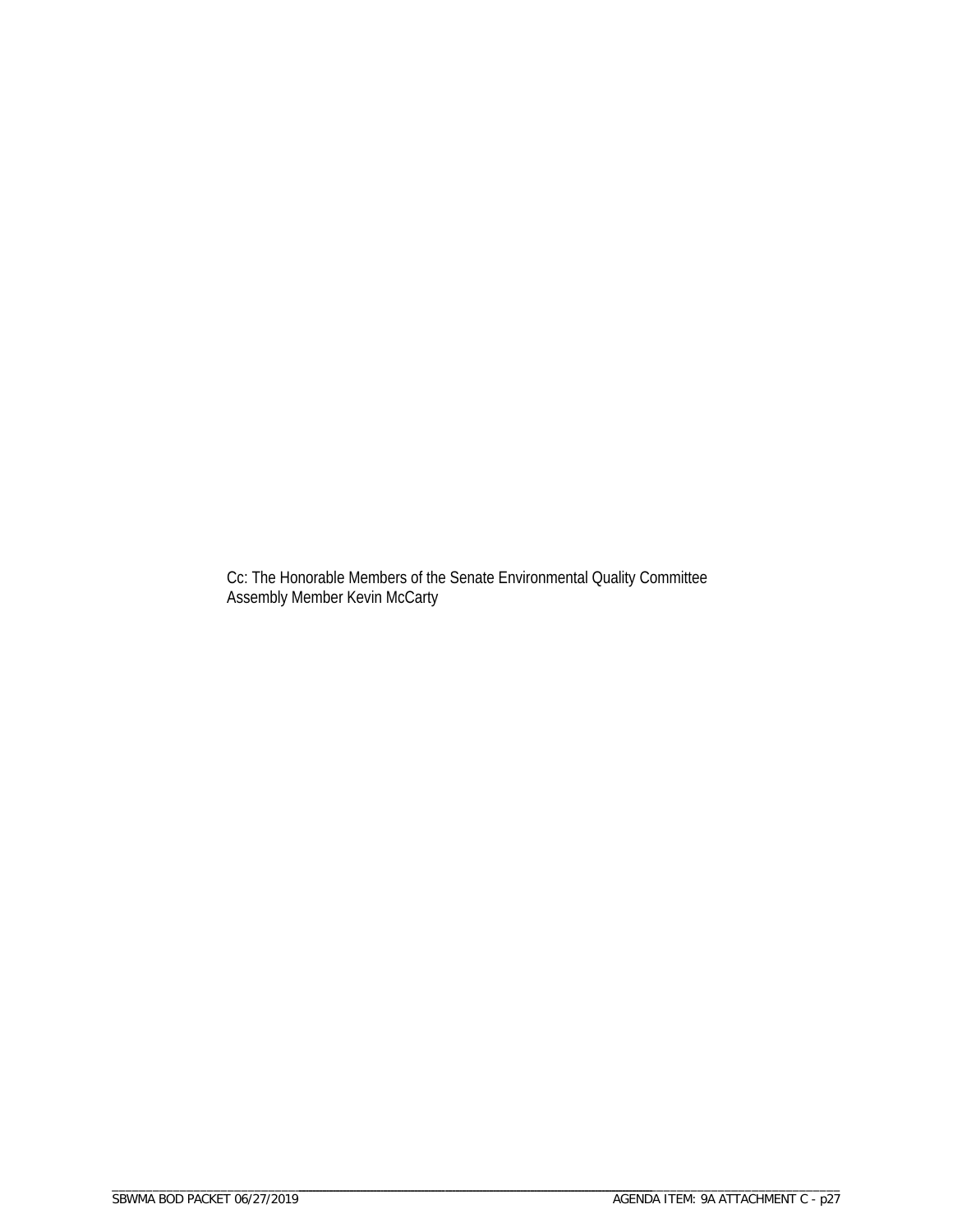Cc: The Honorable Members of the Senate Environmental Quality Committee
Assembly Member Kevin McCarty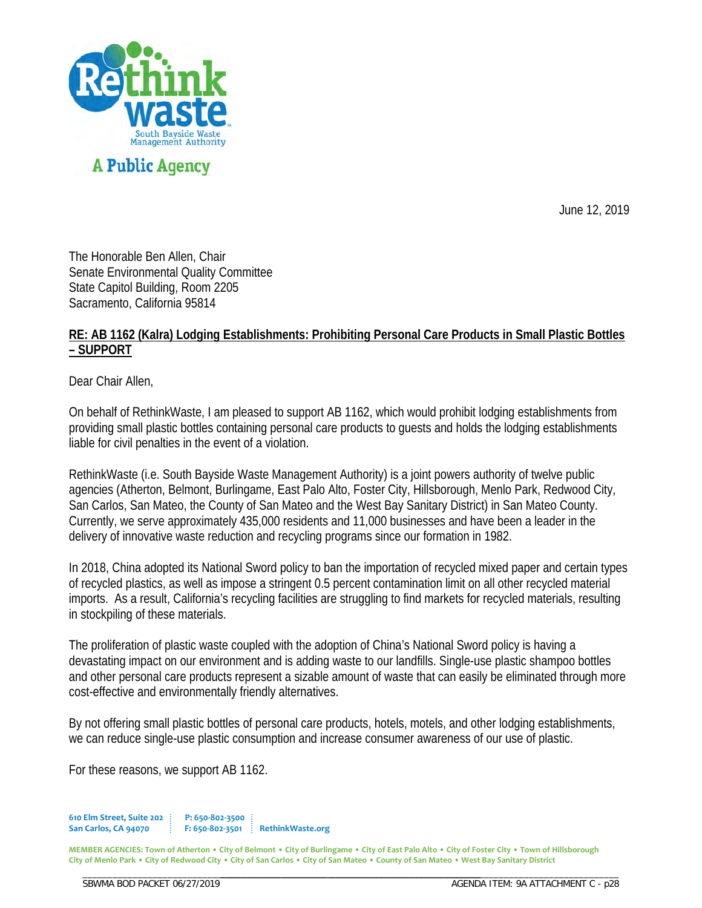RethinkWaste

South Bayside Waste Management Authority

A Public Agency

June 12, 2019

The Honorable Ben Allen, Chair
Senate Environmental Quality Committee
State Capitol Building, Room 2205
Sacramento, California 95814

**RE: AB 1162 (Kalra) Lodging Establishments: Prohibiting Personal Care Products in Small Plastic Bottles – SUPPORT**

Dear Chair Allen,

On behalf of RethinkWaste, I am pleased to support AB 1162, which would prohibit lodging establishments from providing small plastic bottles containing personal care products to guests and holds the lodging establishments liable for civil penalties in the event of a violation.

RethinkWaste (i.e. South Bayside Waste Management Authority) is a joint powers authority of twelve public agencies (Atherton, Belmont, Burlingame, East Palo Alto, Foster City, Hillsborough, Menlo Park, Redwood City, San Carlos, San Mateo, the County of San Mateo and the West Bay Sanitary District) in San Mateo County. Currently, we serve approximately 435,000 residents and 11,000 businesses and have been a leader in the delivery of innovative waste reduction and recycling programs since our formation in 1982.

In 2018, China adopted its National Sword policy to ban the importation of recycled mixed paper and certain types of recycled plastics, as well as impose a stringent 0.5 percent contamination limit on all other recycled material imports. As a result, California's recycling facilities are struggling to find markets for recycled materials, resulting in stockpiling of these materials.

The proliferation of plastic waste coupled with the adoption of China's National Sword policy is having a devastating impact on our environment and is adding waste to our landfills. Single-use plastic shampoo bottles and other personal care products represent a sizable amount of waste that can easily be eliminated through more cost-effective and environmentally friendly alternatives.

By not offering small plastic bottles of personal care products, hotels, motels, and other lodging establishments, we can reduce single-use plastic consumption and increase consumer awareness of our use of plastic.

For these reasons, we support AB 1162.

610 Elm Street, Suite 202
San Carlos, CA 94070

P: 650-802-3500
F: 650-802-3501

RethinkWaste.org

MEMBER AGENCIES: Town of Atherton • City of Belmont • City of Burlingame • City of East Palo Alto • City of Foster City • Town of Hillsborough
City of Menlo Park • City of Redwood City • City of San Carlos • City of San Mateo • County of San Mateo • West Bay Sanitary District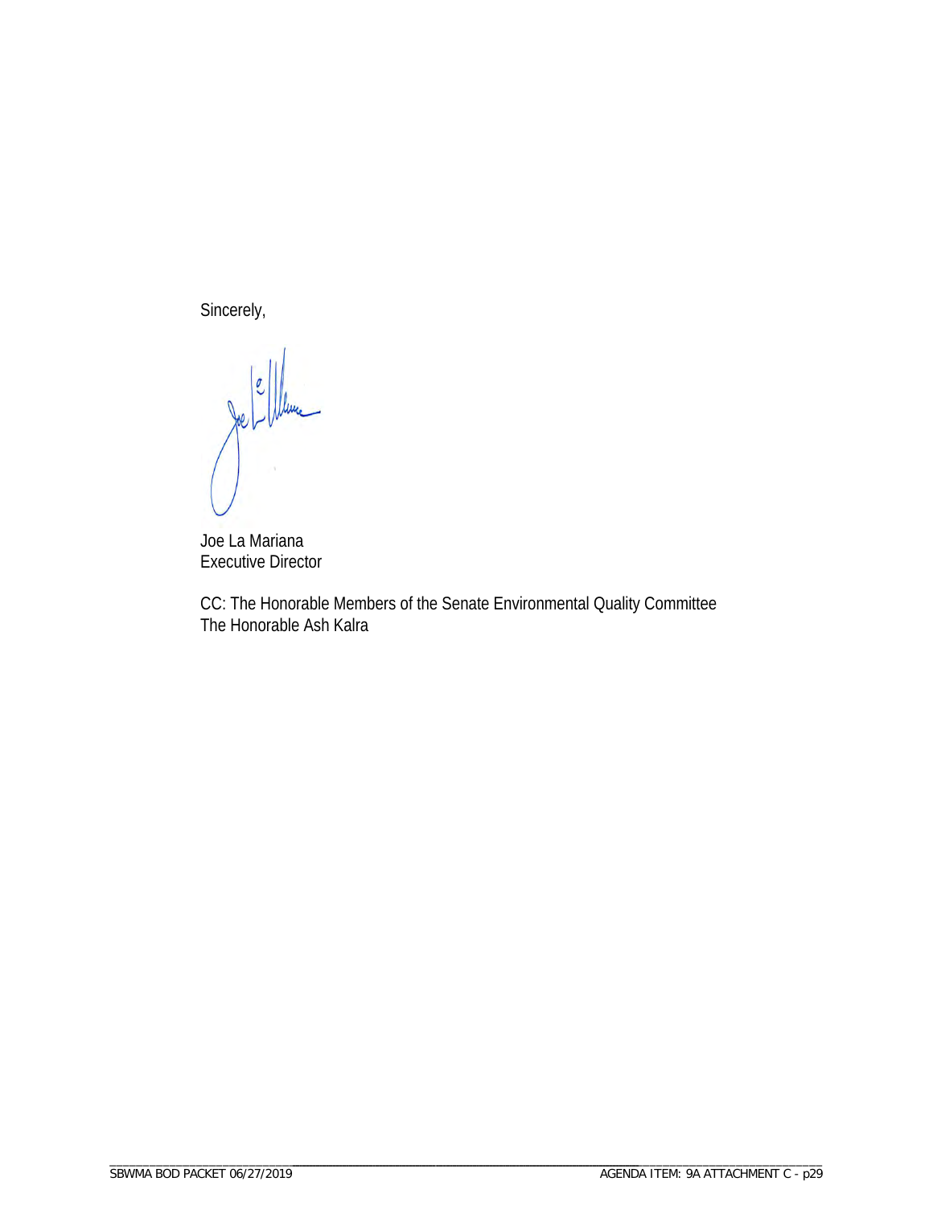Sincerely,

Joe La Mariana
Executive Director

CC: The Honorable Members of the Senate Environmental Quality Committee
The Honorable Ash Kalra